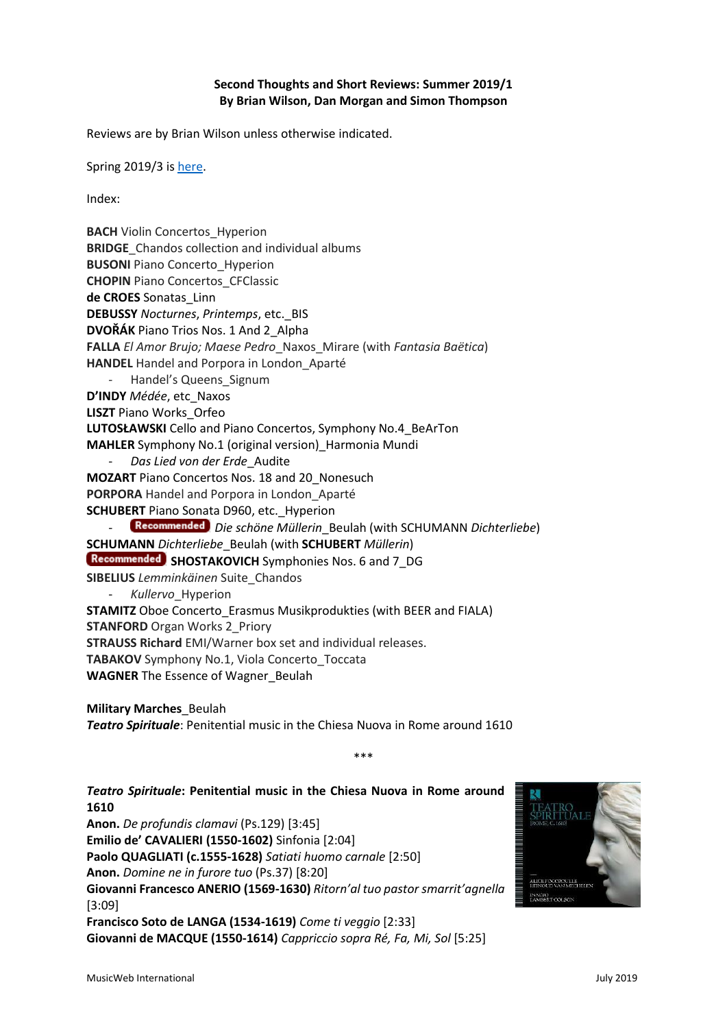**Second Thoughts and Short Reviews: Summer 2019/1**
**By Brian Wilson, Dan Morgan and Simon Thompson**

Reviews are by Brian Wilson unless otherwise indicated.

Spring 2019/3 is [here](#).

Index:

**BACH** Violin Concertos_Hyperion
**BRIDGE**_Chandos collection and individual albums
**BUSONI** Piano Concerto_Hyperion
**CHOPIN** Piano Concertos_CFClassic
**de CROES** Sonatas_Linn
**DEBUSSY** *Nocturnes*, *Printemps*, etc._BIS
**DVOŘÁK** Piano Trios Nos. 1 And 2_Alpha
**FALLA** *El Amor Brujo; Maese Pedro*_Naxos_Mirare (with *Fantasia Baëtica*)
**HANDEL** Handel and Porpora in London_Aparté
- Handel's Queens_Signum

**D'INDY** *Médée*, etc_Naxos
**LISZT** Piano Works_Orfeo
**LUTOSŁAWSKI** Cello and Piano Concertos, Symphony No.4_BeArTon
**MAHLER** Symphony No.1 (original version)_Harmonia Mundi
- *Das Lied von der Erde*_Audite

**MOZART** Piano Concertos Nos. 18 and 20_Nonesuch
**PORPORA** Handel and Porpora in London_Aparté
**SCHUBERT** Piano Sonata D960, etc._Hyperion
- Recommended *Die schöne Müllerin*_Beulah (with SCHUMANN *Dichterliebe*)

**SCHUMANN** *Dichterliebe*_Beulah (with **SCHUBERT** *Müllerin*)
Recommended **SHOSTAKOVICH** Symphonies Nos. 6 and 7_DG
**SIBELIUS** *Lemminkäinen* Suite_Chandos
- *Kullervo*_Hyperion

**STAMITZ** Oboe Concerto_Erasmus Musikprodukties (with BEER and FIALA)
**STANFORD** Organ Works 2_Priory
**STRAUSS Richard** EMI/Warner box set and individual releases.
**TABAKOV** Symphony No.1, Viola Concerto_Toccata
**WAGNER** The Essence of Wagner_Beulah

**Military Marches**_Beulah
***Teatro Spirituale***: Penitential music in the Chiesa Nuova in Rome around 1610

\*\*\*

***Teatro Spirituale*: Penitential music in the Chiesa Nuova in Rome around 1610**
**Anon.** *De profundis clamavi* (Ps.129) [3:45]
**Emilio de' CAVALIERI (1550-1602)** Sinfonia [2:04]
**Paolo QUAGLIATI (c.1555-1628)** *Satiati huomo carnale* [2:50]
**Anon.** *Domine ne in furore tuo* (Ps.37) [8:20]
**Giovanni Francesco ANERIO (1569-1630)** *Ritorn'al tuo pastor smarrit'agnella* [3:09]
**Francisco Soto de LANGA (1534-1619)** *Come ti veggio* [2:33]
**Giovanni de MACQUE (1550-1614)** *Cappriccio sopra Ré, Fa, Mi, Sol* [5:25]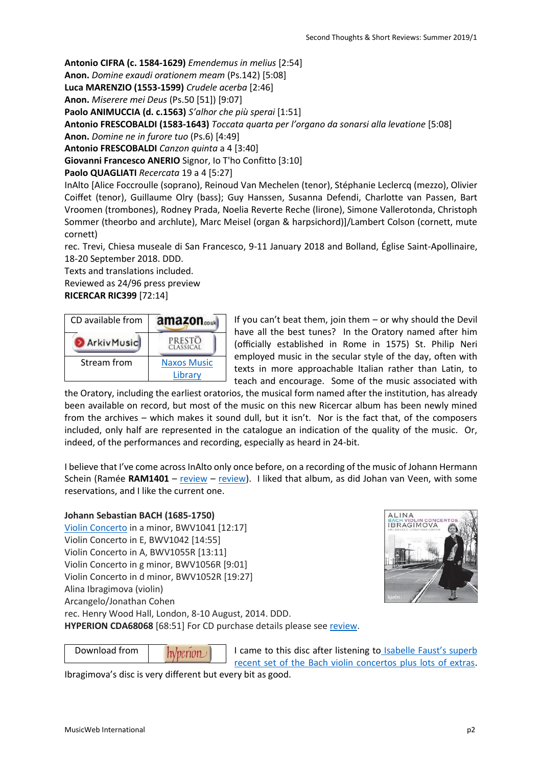**Antonio CIFRA (c. 1584-1629)** *Emendemus in melius* [2:54]
**Anon.** *Domine exaudi orationem meam* (Ps.142) [5:08]
**Luca MARENZIO (1553-1599)** *Crudele acerba* [2:46]
**Anon.** *Miserere mei Deus* (Ps.50 [51]) [9:07]
**Paolo ANIMUCCIA (d. c.1563)** *S'alhor che più sperai* [1:51]
**Antonio FRESCOBALDI (1583-1643)** *Toccata quarta per l'organo da sonarsi alla levatione* [5:08]
**Anon.** *Domine ne in furore tuo* (Ps.6) [4:49]
**Antonio FRESCOBALDI** *Canzon quinta* a 4 [3:40]
**Giovanni Francesco ANERIO** Signor, Io T'ho Confitto [3:10]
**Paolo QUAGLIATI** *Recercata* 19 a 4 [5:27]
InAlto [Alice Foccroulle (soprano), Reinoud Van Mechelen (tenor), Stéphanie Leclercq (mezzo), Olivier Coiffet (tenor), Guillaume Olry (bass); Guy Hanssen, Susanna Defendi, Charlotte van Passen, Bart Vroomen (trombones), Rodney Prada, Noelia Reverte Reche (lirone), Simone Vallerotonda, Christoph Sommer (theorbo and archlute), Marc Meisel (organ & harpsichord)]/Lambert Colson (cornett, mute cornett)
rec. Trevi, Chiesa museale di San Francesco, 9-11 January 2018 and Bolland, Église Saint-Apollinaire, 18-20 September 2018. DDD.
Texts and translations included.
Reviewed as 24/96 press preview
**RICERCAR RIC399** [72:14]

| CD available from | amazon.co.uk |
|---|---|
| ArkivMusic | PRESTO CLASSICAL |
| Stream from | Naxos Music Library |

If you can't beat them, join them – or why should the Devil have all the best tunes? In the Oratory named after him (officially established in Rome in 1575) St. Philip Neri employed music in the secular style of the day, often with texts in more approachable Italian rather than Latin, to teach and encourage. Some of the music associated with the Oratory, including the earliest oratorios, the musical form named after the institution, has already been available on record, but most of the music on this new Ricercar album has been newly mined from the archives – which makes it sound dull, but it isn't. Nor is the fact that, of the composers included, only half are represented in the catalogue an indication of the quality of the music. Or, indeed, of the performances and recording, especially as heard in 24-bit.

I believe that I've come across InAlto only once before, on a recording of the music of Johann Hermann Schein (Ramée **RAM1401** – review – review). I liked that album, as did Johan van Veen, with some reservations, and I like the current one.

**Johann Sebastian BACH (1685-1750)**
Violin Concerto in a minor, BWV1041 [12:17]
Violin Concerto in E, BWV1042 [14:55]
Violin Concerto in A, BWV1055R [13:11]
Violin Concerto in g minor, BWV1056R [9:01]
Violin Concerto in d minor, BWV1052R [19:27]
Alina Ibragimova (violin)
Arcangelo/Jonathan Cohen
rec. Henry Wood Hall, London, 8-10 August, 2014. DDD.
**HYPERION CDA68068** [68:51] For CD purchase details please see review.

| Download from | hyperion |
|---|---|

I came to this disc after listening to Isabelle Faust's superb recent set of the Bach violin concertos plus lots of extras. Ibragimova's disc is very different but every bit as good.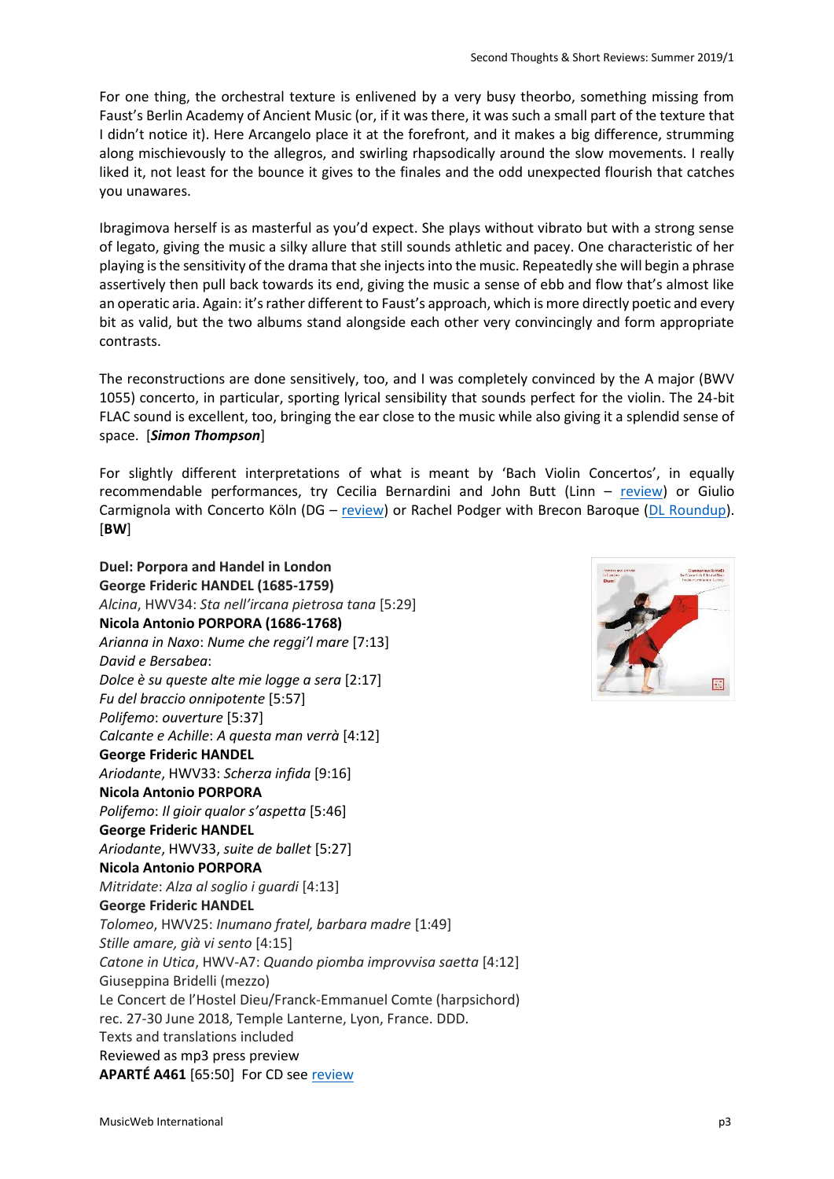For one thing, the orchestral texture is enlivened by a very busy theorbo, something missing from Faust's Berlin Academy of Ancient Music (or, if it was there, it was such a small part of the texture that I didn't notice it). Here Arcangelo place it at the forefront, and it makes a big difference, strumming along mischievously to the allegros, and swirling rhapsodically around the slow movements. I really liked it, not least for the bounce it gives to the finales and the odd unexpected flourish that catches you unawares.

Ibragimova herself is as masterful as you'd expect. She plays without vibrato but with a strong sense of legato, giving the music a silky allure that still sounds athletic and pacey. One characteristic of her playing is the sensitivity of the drama that she injects into the music. Repeatedly she will begin a phrase assertively then pull back towards its end, giving the music a sense of ebb and flow that's almost like an operatic aria. Again: it's rather different to Faust's approach, which is more directly poetic and every bit as valid, but the two albums stand alongside each other very convincingly and form appropriate contrasts.

The reconstructions are done sensitively, too, and I was completely convinced by the A major (BWV 1055) concerto, in particular, sporting lyrical sensibility that sounds perfect for the violin. The 24-bit FLAC sound is excellent, too, bringing the ear close to the music while also giving it a splendid sense of space. [***Simon Thompson***]

For slightly different interpretations of what is meant by 'Bach Violin Concertos', in equally recommendable performances, try Cecilia Bernardini and John Butt (Linn – review) or Giulio Carmignola with Concerto Köln (DG – review) or Rachel Podger with Brecon Baroque (DL Roundup). [**BW**]

**Duel: Porpora and Handel in London**
**George Frideric HANDEL (1685-1759)**
*Alcina*, HWV34: *Sta nell'ircana pietrosa tana* [5:29]
**Nicola Antonio PORPORA (1686-1768)**
*Arianna in Naxo*: *Nume che reggi'l mare* [7:13]
*David e Bersabea*:
*Dolce è su queste alte mie logge a sera* [2:17]
*Fu del braccio onnipotente* [5:57]
*Polifemo*: *ouverture* [5:37]
*Calcante e Achille*: *A questa man verrà* [4:12]
**George Frideric HANDEL**
*Ariodante*, HWV33: *Scherza infida* [9:16]
**Nicola Antonio PORPORA**
*Polifemo*: *Il gioir qualor s'aspetta* [5:46]
**George Frideric HANDEL**
*Ariodante*, HWV33, *suite de ballet* [5:27]
**Nicola Antonio PORPORA**
*Mitridate*: *Alza al soglio i guardi* [4:13]
**George Frideric HANDEL**
*Tolomeo*, HWV25: *Inumano fratel, barbara madre* [1:49]
*Stille amare, già vi sento* [4:15]
*Catone in Utica*, HWV-A7: *Quando piomba improvvisa saetta* [4:12]
Giuseppina Bridelli (mezzo)
Le Concert de l'Hostel Dieu/Franck-Emmanuel Comte (harpsichord)
rec. 27-30 June 2018, Temple Lanterne, Lyon, France. DDD.
Texts and translations included
Reviewed as mp3 press preview
**APARTÉ A461** [65:50] For CD see review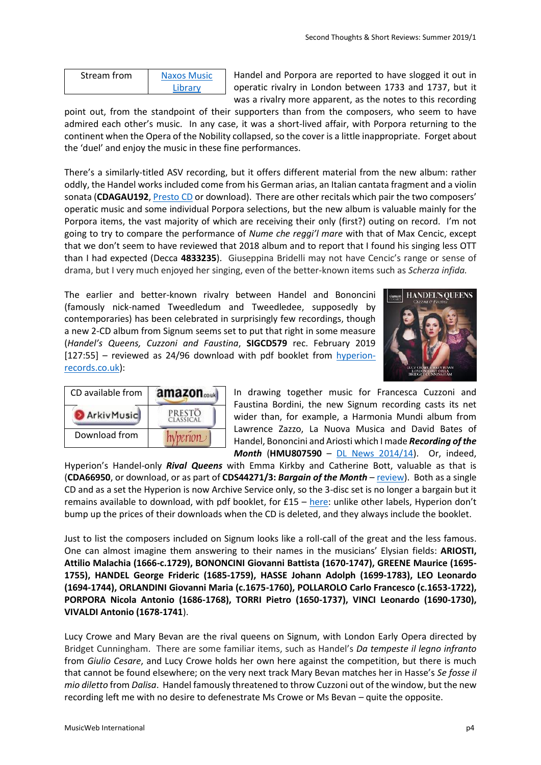| Stream from | Naxos Music Library |
|---|---|

Handel and Porpora are reported to have slogged it out in operatic rivalry in London between 1733 and 1737, but it was a rivalry more apparent, as the notes to this recording point out, from the standpoint of their supporters than from the composers, who seem to have admired each other's music. In any case, it was a short-lived affair, with Porpora returning to the continent when the Opera of the Nobility collapsed, so the cover is a little inappropriate. Forget about the 'duel' and enjoy the music in these fine performances.

There's a similarly-titled ASV recording, but it offers different material from the new album: rather oddly, the Handel works included come from his German arias, an Italian cantata fragment and a violin sonata (**CDAGAU192**, Presto CD or download). There are other recitals which pair the two composers' operatic music and some individual Porpora selections, but the new album is valuable mainly for the Porpora items, the vast majority of which are receiving their only (first?) outing on record. I'm not going to try to compare the performance of *Nume che reggi'l mare* with that of Max Cencic, except that we don't seem to have reviewed that 2018 album and to report that I found his singing less OTT than I had expected (Decca **4833235**). Giuseppina Bridelli may not have Cencic's range or sense of drama, but I very much enjoyed her singing, even of the better-known items such as *Scherza infida.*

The earlier and better-known rivalry between Handel and Bononcini (famously nick-named Tweedledum and Tweedledee, supposedly by contemporaries) has been celebrated in surprisingly few recordings, though a new 2-CD album from Signum seems set to put that right in some measure (*Handel's Queens, Cuzzoni and Faustina*, **SIGCD579** rec. February 2019 [127:55] – reviewed as 24/96 download with pdf booklet from hyperion-records.co.uk):

| CD available from | amazon.co.uk |
|---|---|
| ArkivMusic | Presto Classical |
| Download from | hyperion |

In drawing together music for Francesca Cuzzoni and Faustina Bordini, the new Signum recording casts its net wider than, for example, a Harmonia Mundi album from Lawrence Zazzo, La Nuova Musica and David Bates of Handel, Bononcini and Ariosti which I made ***Recording of the Month*** (**HMU807590** – DL News 2014/14). Or, indeed, Hyperion's Handel-only ***Rival Queens*** with Emma Kirkby and Catherine Bott, valuable as that is (**CDA66950**, or download, or as part of **CDS44271/3:** ***Bargain of the Month*** – review). Both as a single CD and as a set the Hyperion is now Archive Service only, so the 3-disc set is no longer a bargain but it remains available to download, with pdf booklet, for £15 – here: unlike other labels, Hyperion don't bump up the prices of their downloads when the CD is deleted, and they always include the booklet.

Just to list the composers included on Signum looks like a roll-call of the great and the less famous. One can almost imagine them answering to their names in the musicians' Elysian fields: **ARIOSTI, Attilio Malachia (1666-c.1729), BONONCINI Giovanni Battista (1670-1747), GREENE Maurice (1695-1755), HANDEL George Frideric (1685-1759), HASSE Johann Adolph (1699-1783), LEO Leonardo (1694-1744), ORLANDINI Giovanni Maria (c.1675-1760), POLLAROLO Carlo Francesco (c.1653-1722), PORPORA Nicola Antonio (1686-1768), TORRI Pietro (1650-1737), VINCI Leonardo (1690-1730), VIVALDI Antonio (1678-1741**).

Lucy Crowe and Mary Bevan are the rival queens on Signum, with London Early Opera directed by Bridget Cunningham. There are some familiar items, such as Handel's *Da tempeste il legno infranto* from *Giulio Cesare*, and Lucy Crowe holds her own here against the competition, but there is much that cannot be found elsewhere; on the very next track Mary Bevan matches her in Hasse's *Se fosse il mio diletto* from *Dalisa*. Handel famously threatened to throw Cuzzoni out of the window, but the new recording left me with no desire to defenestrate Ms Crowe or Ms Bevan – quite the opposite.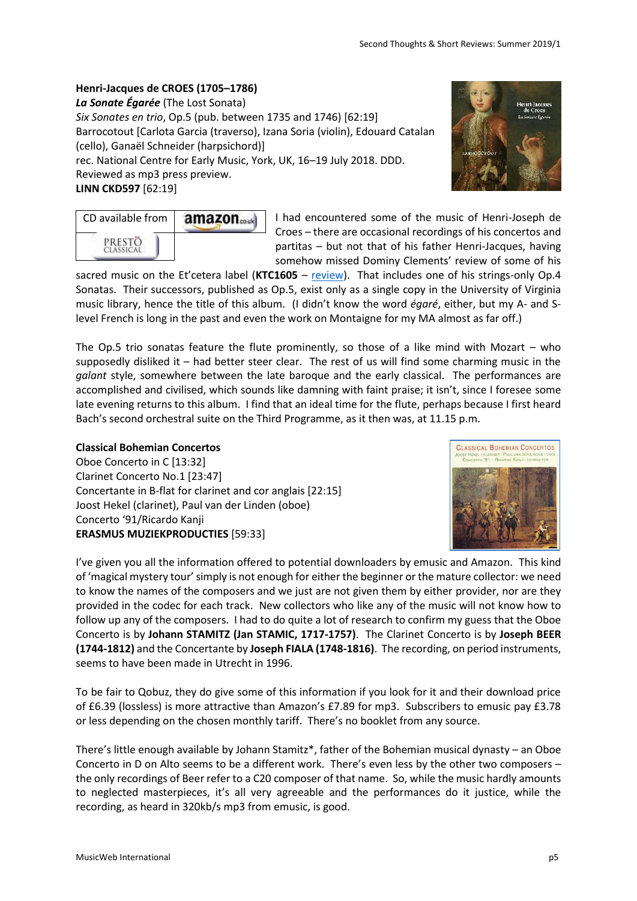**Henri-Jacques de CROES (1705–1786)**
***La Sonate Égarée*** (The Lost Sonata)
*Six Sonates en trio*, Op.5 (pub. between 1735 and 1746) [62:19]
Barrocotout [Carlota Garcia (traverso), Izana Soria (violin), Edouard Catalan (cello), Ganaël Schneider (harpsichord)]
rec. National Centre for Early Music, York, UK, 16–19 July 2018. DDD.
Reviewed as mp3 press preview.
**LINN CKD597** [62:19]

| CD available from | amazon.co.uk |
| --- | --- |
| PRESTO CLASSICAL | |

I had encountered some of the music of Henri-Joseph de Croes – there are occasional recordings of his concertos and partitas – but not that of his father Henri-Jacques, having somehow missed Dominy Clements' review of some of his sacred music on the Et'cetera label (**KTC1605** – review). That includes one of his strings-only Op.4 Sonatas. Their successors, published as Op.5, exist only as a single copy in the University of Virginia music library, hence the title of this album. (I didn't know the word *égaré*, either, but my A- and S-level French is long in the past and even the work on Montaigne for my MA almost as far off.)

The Op.5 trio sonatas feature the flute prominently, so those of a like mind with Mozart – who supposedly disliked it – had better steer clear. The rest of us will find some charming music in the *galant* style, somewhere between the late baroque and the early classical. The performances are accomplished and civilised, which sounds like damning with faint praise; it isn't, since I foresee some late evening returns to this album. I find that an ideal time for the flute, perhaps because I first heard Bach's second orchestral suite on the Third Programme, as it then was, at 11.15 p.m.

**Classical Bohemian Concertos**
Oboe Concerto in C [13:32]
Clarinet Concerto No.1 [23:47]
Concertante in B-flat for clarinet and cor anglais [22:15]
Joost Hekel (clarinet), Paul van der Linden (oboe)
Concerto '91/Ricardo Kanji
**ERASMUS MUZIEKPRODUCTIES** [59:33]

I've given you all the information offered to potential downloaders by emusic and Amazon. This kind of 'magical mystery tour' simply is not enough for either the beginner or the mature collector: we need to know the names of the composers and we just are not given them by either provider, nor are they provided in the codec for each track. New collectors who like any of the music will not know how to follow up any of the composers. I had to do quite a lot of research to confirm my guess that the Oboe Concerto is by **Johann STAMITZ (Jan STAMIC, 1717-1757)**. The Clarinet Concerto is by **Joseph BEER (1744-1812)** and the Concertante by **Joseph FIALA (1748-1816)**. The recording, on period instruments, seems to have been made in Utrecht in 1996.

To be fair to Qobuz, they do give some of this information if you look for it and their download price of £6.39 (lossless) is more attractive than Amazon's £7.89 for mp3. Subscribers to emusic pay £3.78 or less depending on the chosen monthly tariff. There's no booklet from any source.

There's little enough available by Johann Stamitz*, father of the Bohemian musical dynasty – an Oboe Concerto in D on Alto seems to be a different work. There's even less by the other two composers – the only recordings of Beer refer to a C20 composer of that name. So, while the music hardly amounts to neglected masterpieces, it's all very agreeable and the performances do it justice, while the recording, as heard in 320kb/s mp3 from emusic, is good.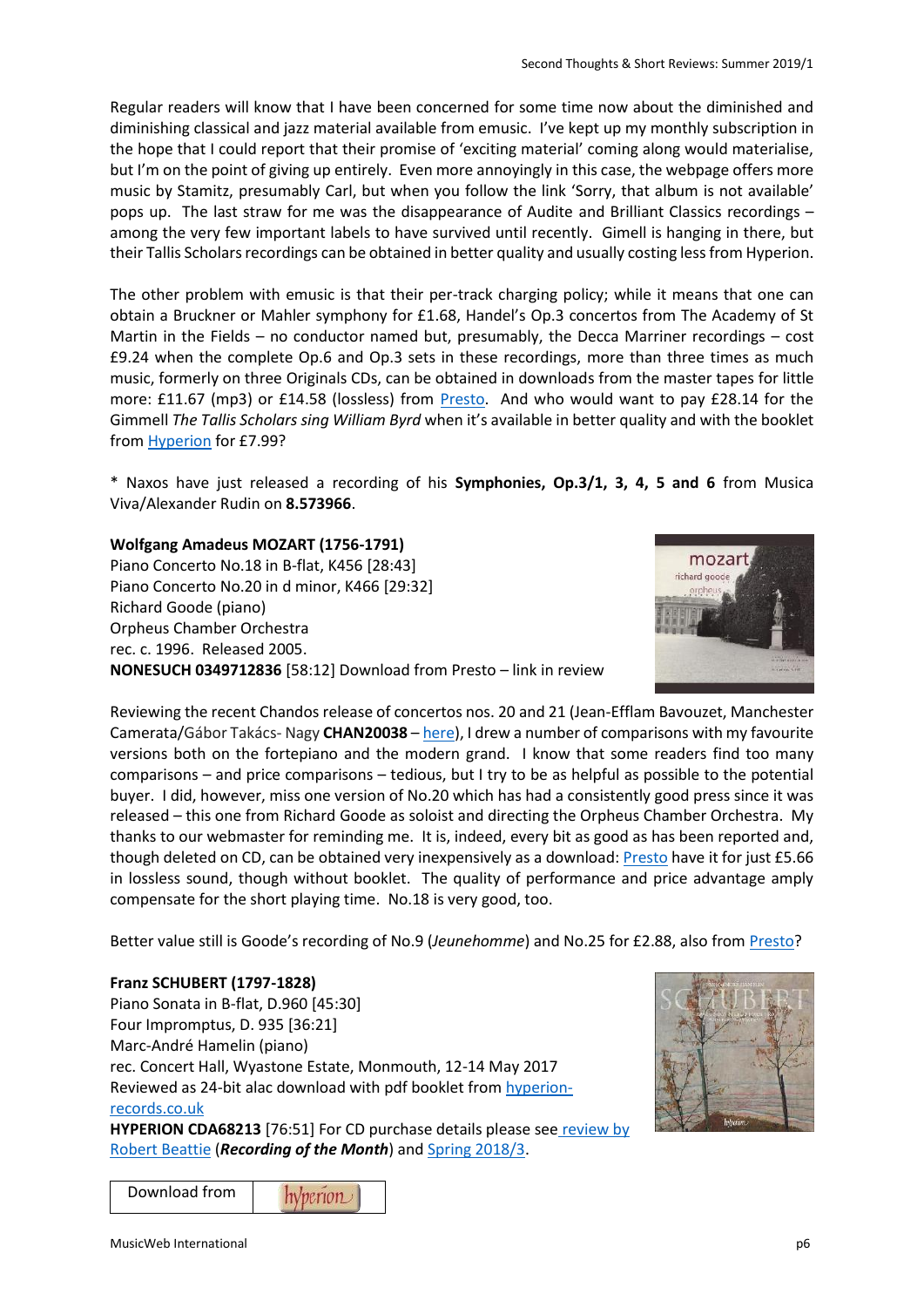Regular readers will know that I have been concerned for some time now about the diminished and diminishing classical and jazz material available from emusic. I've kept up my monthly subscription in the hope that I could report that their promise of 'exciting material' coming along would materialise, but I'm on the point of giving up entirely. Even more annoyingly in this case, the webpage offers more music by Stamitz, presumably Carl, but when you follow the link 'Sorry, that album is not available' pops up. The last straw for me was the disappearance of Audite and Brilliant Classics recordings – among the very few important labels to have survived until recently. Gimell is hanging in there, but their Tallis Scholars recordings can be obtained in better quality and usually costing less from Hyperion.

The other problem with emusic is that their per-track charging policy; while it means that one can obtain a Bruckner or Mahler symphony for £1.68, Handel's Op.3 concertos from The Academy of St Martin in the Fields – no conductor named but, presumably, the Decca Marriner recordings – cost £9.24 when the complete Op.6 and Op.3 sets in these recordings, more than three times as much music, formerly on three Originals CDs, can be obtained in downloads from the master tapes for little more: £11.67 (mp3) or £14.58 (lossless) from Presto. And who would want to pay £28.14 for the Gimmell *The Tallis Scholars sing William Byrd* when it's available in better quality and with the booklet from Hyperion for £7.99?

* Naxos have just released a recording of his **Symphonies, Op.3/1, 3, 4, 5 and 6** from Musica Viva/Alexander Rudin on **8.573966**.

**Wolfgang Amadeus MOZART (1756-1791)**
Piano Concerto No.18 in B-flat, K456 [28:43]
Piano Concerto No.20 in d minor, K466 [29:32]
Richard Goode (piano)
Orpheus Chamber Orchestra
rec. c. 1996. Released 2005.
**NONESUCH 0349712836** [58:12] Download from Presto – link in review

Reviewing the recent Chandos release of concertos nos. 20 and 21 (Jean-Efflam Bavouzet, Manchester Camerata/Gábor Takács- Nagy **CHAN20038** – here), I drew a number of comparisons with my favourite versions both on the fortepiano and the modern grand. I know that some readers find too many comparisons – and price comparisons – tedious, but I try to be as helpful as possible to the potential buyer. I did, however, miss one version of No.20 which has had a consistently good press since it was released – this one from Richard Goode as soloist and directing the Orpheus Chamber Orchestra. My thanks to our webmaster for reminding me. It is, indeed, every bit as good as has been reported and, though deleted on CD, can be obtained very inexpensively as a download: Presto have it for just £5.66 in lossless sound, though without booklet. The quality of performance and price advantage amply compensate for the short playing time. No.18 is very good, too.

Better value still is Goode's recording of No.9 (*Jeunehomme*) and No.25 for £2.88, also from Presto?

**Franz SCHUBERT (1797-1828)**
Piano Sonata in B-flat, D.960 [45:30]
Four Impromptus, D. 935 [36:21]
Marc-André Hamelin (piano)
rec. Concert Hall, Wyastone Estate, Monmouth, 12-14 May 2017
Reviewed as 24-bit alac download with pdf booklet from hyperion-records.co.uk
**HYPERION CDA68213** [76:51] For CD purchase details please see review by Robert Beattie (***Recording of the Month***) and Spring 2018/3.

| Download from | hyperion |
|---|---|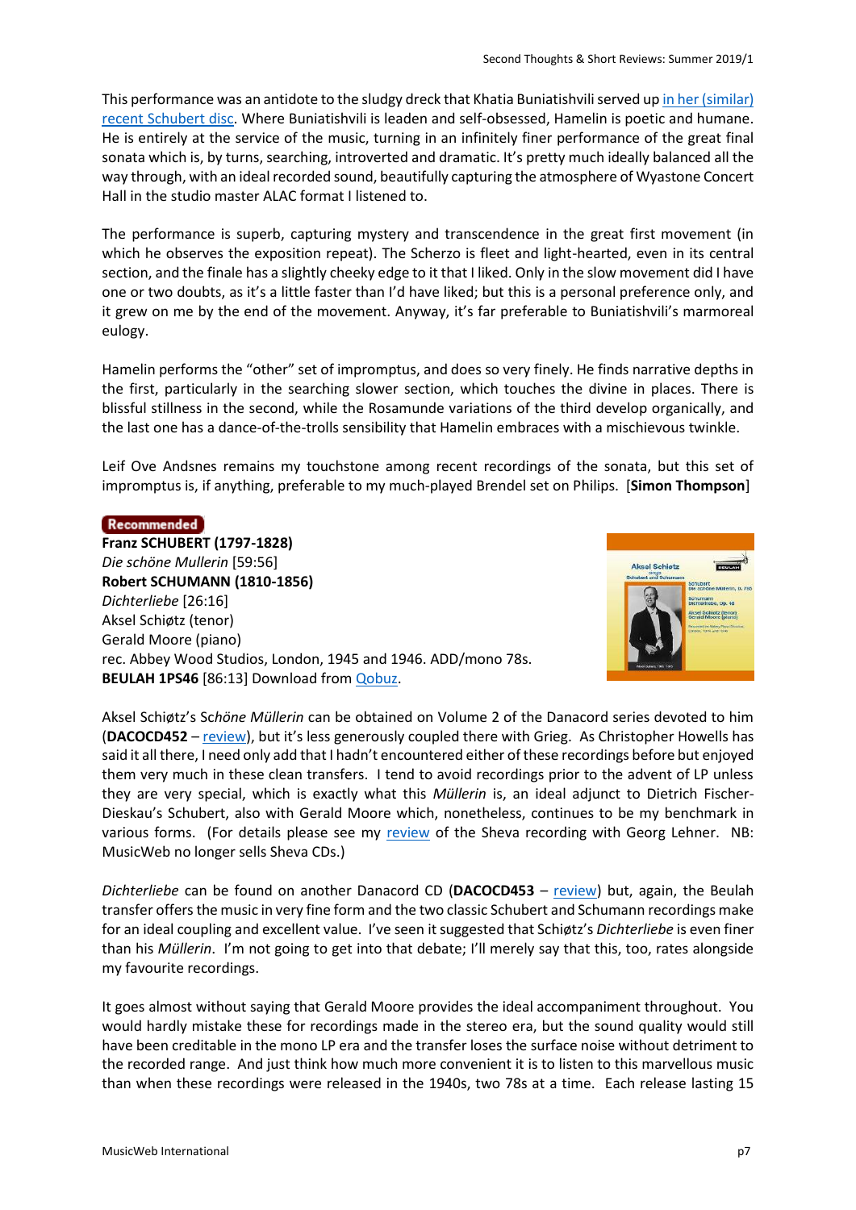This performance was an antidote to the sludgy dreck that Khatia Buniatishvili served up in her (similar) recent Schubert disc. Where Buniatishvili is leaden and self-obsessed, Hamelin is poetic and humane. He is entirely at the service of the music, turning in an infinitely finer performance of the great final sonata which is, by turns, searching, introverted and dramatic. It's pretty much ideally balanced all the way through, with an ideal recorded sound, beautifully capturing the atmosphere of Wyastone Concert Hall in the studio master ALAC format I listened to.

The performance is superb, capturing mystery and transcendence in the great first movement (in which he observes the exposition repeat). The Scherzo is fleet and light-hearted, even in its central section, and the finale has a slightly cheeky edge to it that I liked. Only in the slow movement did I have one or two doubts, as it's a little faster than I'd have liked; but this is a personal preference only, and it grew on me by the end of the movement. Anyway, it's far preferable to Buniatishvili's marmoreal eulogy.

Hamelin performs the "other" set of impromptus, and does so very finely. He finds narrative depths in the first, particularly in the searching slower section, which touches the divine in places. There is blissful stillness in the second, while the Rosamunde variations of the third develop organically, and the last one has a dance-of-the-trolls sensibility that Hamelin embraces with a mischievous twinkle.

Leif Ove Andsnes remains my touchstone among recent recordings of the sonata, but this set of impromptus is, if anything, preferable to my much-played Brendel set on Philips. [**Simon Thompson**]

**Recommended**

**Franz SCHUBERT (1797-1828)**
*Die schöne Mullerin* [59:56]
**Robert SCHUMANN (1810-1856)**
*Dichterliebe* [26:16]
Aksel Schiøtz (tenor)
Gerald Moore (piano)
rec. Abbey Wood Studios, London, 1945 and 1946. ADD/mono 78s.
**BEULAH 1PS46** [86:13] Download from Qobuz.

Aksel Schiøtz's S*chöne Müllerin* can be obtained on Volume 2 of the Danacord series devoted to him (**DACOCD452** – review), but it's less generously coupled there with Grieg. As Christopher Howells has said it all there, I need only add that I hadn't encountered either of these recordings before but enjoyed them very much in these clean transfers. I tend to avoid recordings prior to the advent of LP unless they are very special, which is exactly what this *Müllerin* is, an ideal adjunct to Dietrich Fischer-Dieskau's Schubert, also with Gerald Moore which, nonetheless, continues to be my benchmark in various forms. (For details please see my review of the Sheva recording with Georg Lehner. NB: MusicWeb no longer sells Sheva CDs.)

*Dichterliebe* can be found on another Danacord CD (**DACOCD453** – review) but, again, the Beulah transfer offers the music in very fine form and the two classic Schubert and Schumann recordings make for an ideal coupling and excellent value. I've seen it suggested that Schiøtz's *Dichterliebe* is even finer than his *Müllerin*. I'm not going to get into that debate; I'll merely say that this, too, rates alongside my favourite recordings.

It goes almost without saying that Gerald Moore provides the ideal accompaniment throughout. You would hardly mistake these for recordings made in the stereo era, but the sound quality would still have been creditable in the mono LP era and the transfer loses the surface noise without detriment to the recorded range. And just think how much more convenient it is to listen to this marvellous music than when these recordings were released in the 1940s, two 78s at a time. Each release lasting 15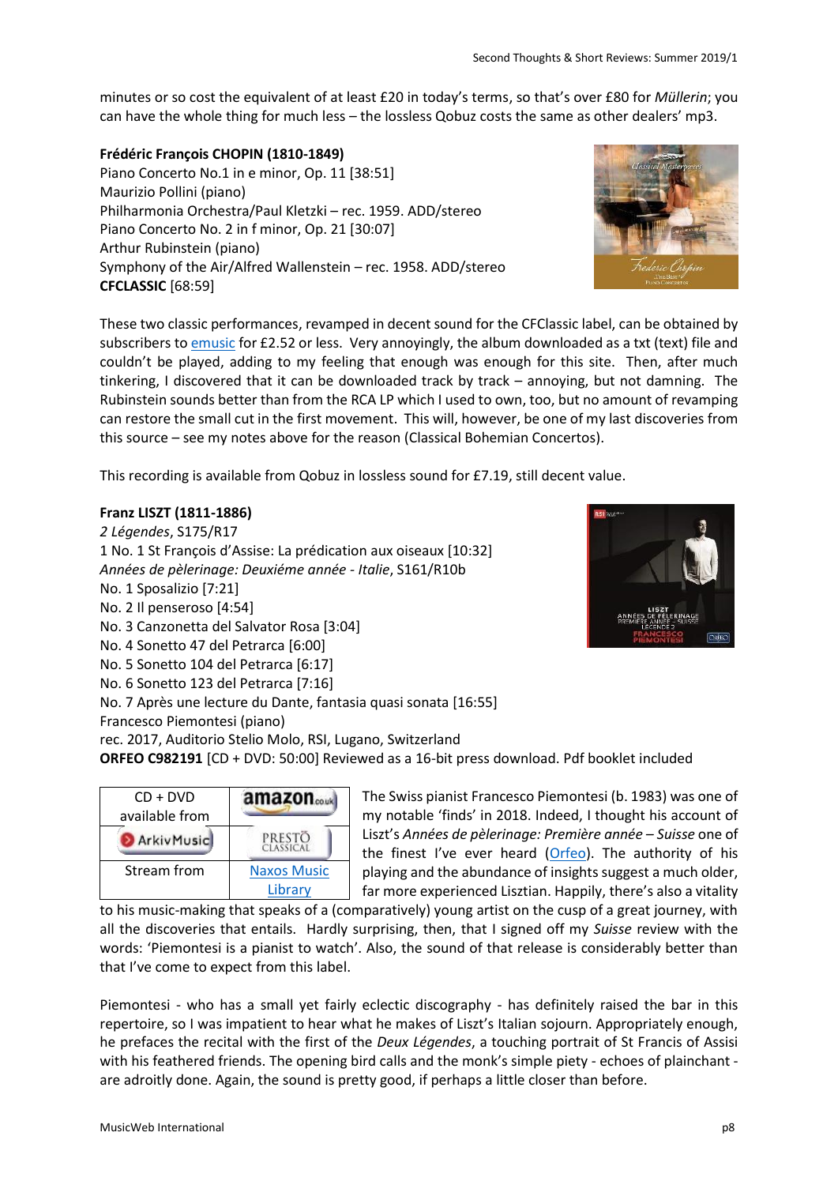minutes or so cost the equivalent of at least £20 in today's terms, so that's over £80 for *Müllerin*; you can have the whole thing for much less – the lossless Qobuz costs the same as other dealers' mp3.

**Frédéric François CHOPIN (1810-1849)**
Piano Concerto No.1 in e minor, Op. 11 [38:51]
Maurizio Pollini (piano)
Philharmonia Orchestra/Paul Kletzki – rec. 1959. ADD/stereo
Piano Concerto No. 2 in f minor, Op. 21 [30:07]
Arthur Rubinstein (piano)
Symphony of the Air/Alfred Wallenstein – rec. 1958. ADD/stereo
**CFCLASSIC** [68:59]

These two classic performances, revamped in decent sound for the CFClassic label, can be obtained by subscribers to emusic for £2.52 or less. Very annoyingly, the album downloaded as a txt (text) file and couldn't be played, adding to my feeling that enough was enough for this site. Then, after much tinkering, I discovered that it can be downloaded track by track – annoying, but not damning. The Rubinstein sounds better than from the RCA LP which I used to own, too, but no amount of revamping can restore the small cut in the first movement. This will, however, be one of my last discoveries from this source – see my notes above for the reason (Classical Bohemian Concertos).

This recording is available from Qobuz in lossless sound for £7.19, still decent value.

**Franz LISZT (1811-1886)**
*2 Légendes*, S175/R17
1 No. 1 St François d'Assise: La prédication aux oiseaux [10:32]
*Années de pèlerinage: Deuxiéme année - Italie*, S161/R10b
No. 1 Sposalizio [7:21]
No. 2 Il penseroso [4:54]
No. 3 Canzonetta del Salvator Rosa [3:04]
No. 4 Sonetto 47 del Petrarca [6:00]
No. 5 Sonetto 104 del Petrarca [6:17]
No. 6 Sonetto 123 del Petrarca [7:16]
No. 7 Après une lecture du Dante, fantasia quasi sonata [16:55]
Francesco Piemontesi (piano)
rec. 2017, Auditorio Stelio Molo, RSI, Lugano, Switzerland
**ORFEO C982191** [CD + DVD: 50:00] Reviewed as a 16-bit press download. Pdf booklet included

| CD + DVD available from | amazon.co.uk |
|---|---|
| ArkivMusic | PRESTO CLASSICAL |
| Stream from | Naxos Music Library |

The Swiss pianist Francesco Piemontesi (b. 1983) was one of my notable 'finds' in 2018. Indeed, I thought his account of Liszt's *Années de pèlerinage: Première année – Suisse* one of the finest I've ever heard (Orfeo). The authority of his playing and the abundance of insights suggest a much older, far more experienced Lisztian. Happily, there's also a vitality to his music-making that speaks of a (comparatively) young artist on the cusp of a great journey, with all the discoveries that entails. Hardly surprising, then, that I signed off my *Suisse* review with the words: 'Piemontesi is a pianist to watch'. Also, the sound of that release is considerably better than that I've come to expect from this label.

Piemontesi - who has a small yet fairly eclectic discography - has definitely raised the bar in this repertoire, so I was impatient to hear what he makes of Liszt's Italian sojourn. Appropriately enough, he prefaces the recital with the first of the *Deux Légendes*, a touching portrait of St Francis of Assisi with his feathered friends. The opening bird calls and the monk's simple piety - echoes of plainchant - are adroitly done. Again, the sound is pretty good, if perhaps a little closer than before.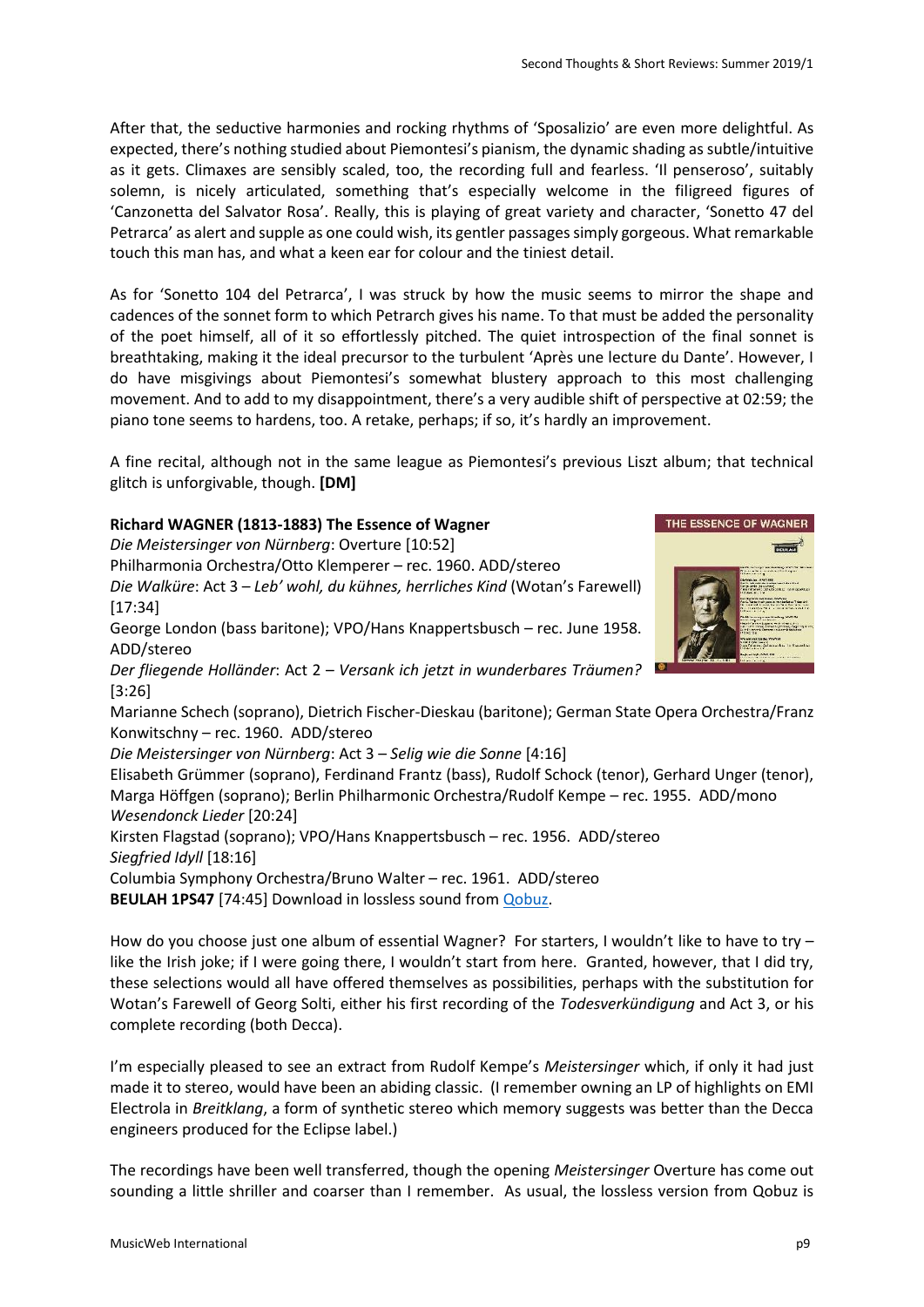After that, the seductive harmonies and rocking rhythms of 'Sposalizio' are even more delightful. As expected, there's nothing studied about Piemontesi's pianism, the dynamic shading as subtle/intuitive as it gets. Climaxes are sensibly scaled, too, the recording full and fearless. 'Il penseroso', suitably solemn, is nicely articulated, something that's especially welcome in the filigreed figures of 'Canzonetta del Salvator Rosa'. Really, this is playing of great variety and character, 'Sonetto 47 del Petrarca' as alert and supple as one could wish, its gentler passages simply gorgeous. What remarkable touch this man has, and what a keen ear for colour and the tiniest detail.

As for 'Sonetto 104 del Petrarca', I was struck by how the music seems to mirror the shape and cadences of the sonnet form to which Petrarch gives his name. To that must be added the personality of the poet himself, all of it so effortlessly pitched. The quiet introspection of the final sonnet is breathtaking, making it the ideal precursor to the turbulent 'Après une lecture du Dante'. However, I do have misgivings about Piemontesi's somewhat blustery approach to this most challenging movement. And to add to my disappointment, there's a very audible shift of perspective at 02:59; the piano tone seems to hardens, too. A retake, perhaps; if so, it's hardly an improvement.

A fine recital, although not in the same league as Piemontesi's previous Liszt album; that technical glitch is unforgivable, though. **[DM]**

**Richard WAGNER (1813-1883) The Essence of Wagner**
*Die Meistersinger von Nürnberg*: Overture [10:52]
Philharmonia Orchestra/Otto Klemperer – rec. 1960. ADD/stereo
*Die Walküre*: Act 3 – *Leb' wohl, du kühnes, herrliches Kind* (Wotan's Farewell) [17:34]
George London (bass baritone); VPO/Hans Knappertsbusch – rec. June 1958. ADD/stereo
*Der fliegende Holländer*: Act 2 – *Versank ich jetzt in wunderbares Träumen?* [3:26]
Marianne Schech (soprano), Dietrich Fischer-Dieskau (baritone); German State Opera Orchestra/Franz Konwitschny – rec. 1960. ADD/stereo
*Die Meistersinger von Nürnberg*: Act 3 – *Selig wie die Sonne* [4:16]
Elisabeth Grümmer (soprano), Ferdinand Frantz (bass), Rudolf Schock (tenor), Gerhard Unger (tenor), Marga Höffgen (soprano); Berlin Philharmonic Orchestra/Rudolf Kempe – rec. 1955. ADD/mono
*Wesendonck Lieder* [20:24]
Kirsten Flagstad (soprano); VPO/Hans Knappertsbusch – rec. 1956. ADD/stereo
*Siegfried Idyll* [18:16]
Columbia Symphony Orchestra/Bruno Walter – rec. 1961. ADD/stereo
**BEULAH 1PS47** [74:45] Download in lossless sound from Qobuz.

How do you choose just one album of essential Wagner? For starters, I wouldn't like to have to try – like the Irish joke; if I were going there, I wouldn't start from here. Granted, however, that I did try, these selections would all have offered themselves as possibilities, perhaps with the substitution for Wotan's Farewell of Georg Solti, either his first recording of the *Todesverkündigung* and Act 3, or his complete recording (both Decca).

I'm especially pleased to see an extract from Rudolf Kempe's *Meistersinger* which, if only it had just made it to stereo, would have been an abiding classic. (I remember owning an LP of highlights on EMI Electrola in *Breitklang*, a form of synthetic stereo which memory suggests was better than the Decca engineers produced for the Eclipse label.)

The recordings have been well transferred, though the opening *Meistersinger* Overture has come out sounding a little shriller and coarser than I remember. As usual, the lossless version from Qobuz is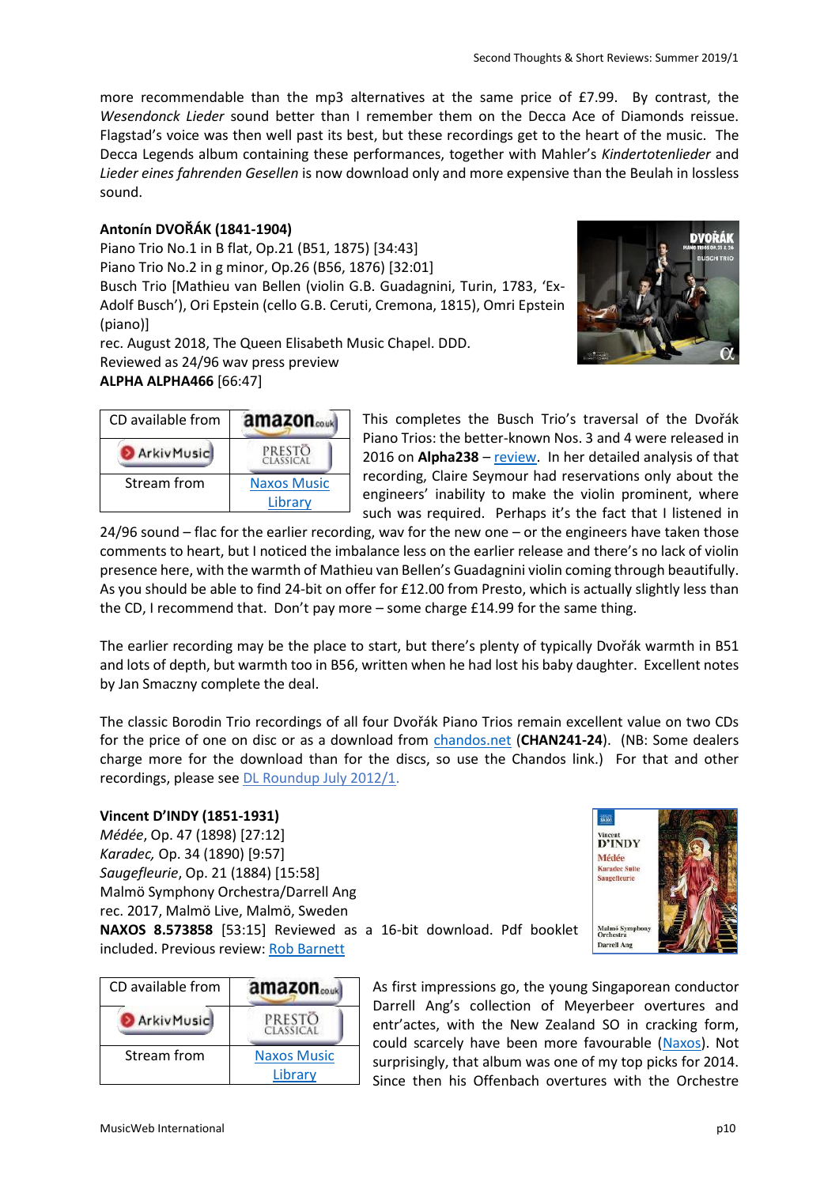more recommendable than the mp3 alternatives at the same price of £7.99. By contrast, the *Wesendonck Lieder* sound better than I remember them on the Decca Ace of Diamonds reissue. Flagstad's voice was then well past its best, but these recordings get to the heart of the music. The Decca Legends album containing these performances, together with Mahler's *Kindertotenlieder* and *Lieder eines fahrenden Gesellen* is now download only and more expensive than the Beulah in lossless sound.

**Antonín DVOŘÁK (1841-1904)**
Piano Trio No.1 in B flat, Op.21 (B51, 1875) [34:43]
Piano Trio No.2 in g minor, Op.26 (B56, 1876) [32:01]
Busch Trio [Mathieu van Bellen (violin G.B. Guadagnini, Turin, 1783, 'Ex-Adolf Busch'), Ori Epstein (cello G.B. Ceruti, Cremona, 1815), Omri Epstein (piano)]
rec. August 2018, The Queen Elisabeth Music Chapel. DDD.
Reviewed as 24/96 wav press preview
**ALPHA ALPHA466** [66:47]

| CD available from | amazon.co.uk |
|---|---|
| ArkivMusic | PRESTO CLASSICAL |
| Stream from | Naxos Music Library |

This completes the Busch Trio's traversal of the Dvořák Piano Trios: the better-known Nos. 3 and 4 were released in 2016 on **Alpha238** – review. In her detailed analysis of that recording, Claire Seymour had reservations only about the engineers' inability to make the violin prominent, where such was required. Perhaps it's the fact that I listened in 24/96 sound – flac for the earlier recording, wav for the new one – or the engineers have taken those comments to heart, but I noticed the imbalance less on the earlier release and there's no lack of violin presence here, with the warmth of Mathieu van Bellen's Guadagnini violin coming through beautifully. As you should be able to find 24-bit on offer for £12.00 from Presto, which is actually slightly less than the CD, I recommend that. Don't pay more – some charge £14.99 for the same thing.

The earlier recording may be the place to start, but there's plenty of typically Dvořák warmth in B51 and lots of depth, but warmth too in B56, written when he had lost his baby daughter. Excellent notes by Jan Smaczny complete the deal.

The classic Borodin Trio recordings of all four Dvořák Piano Trios remain excellent value on two CDs for the price of one on disc or as a download from chandos.net (**CHAN241-24**). (NB: Some dealers charge more for the download than for the discs, so use the Chandos link.) For that and other recordings, please see DL Roundup July 2012/1.

**Vincent D'INDY (1851-1931)**
*Médée*, Op. 47 (1898) [27:12]
*Karadec,* Op. 34 (1890) [9:57]
*Saugefleurie*, Op. 21 (1884) [15:58]
Malmö Symphony Orchestra/Darrell Ang
rec. 2017, Malmö Live, Malmö, Sweden
**NAXOS 8.573858** [53:15] Reviewed as a 16-bit download. Pdf booklet included. Previous review: Rob Barnett

| CD available from | amazon.co.uk |
|---|---|
| ArkivMusic | PRESTO CLASSICAL |
| Stream from | Naxos Music Library |

As first impressions go, the young Singaporean conductor Darrell Ang's collection of Meyerbeer overtures and entr'actes, with the New Zealand SO in cracking form, could scarcely have been more favourable (Naxos). Not surprisingly, that album was one of my top picks for 2014. Since then his Offenbach overtures with the Orchestre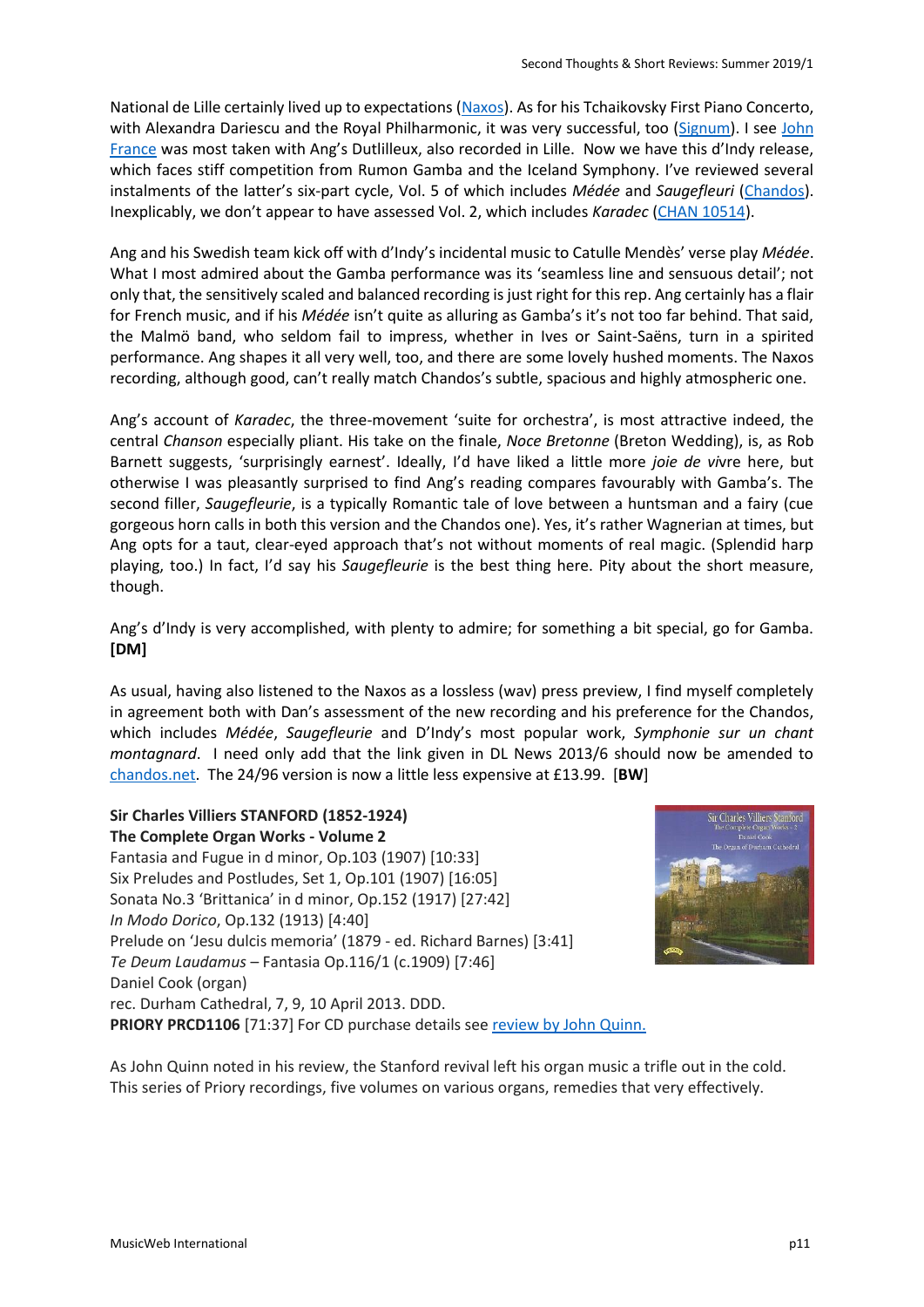National de Lille certainly lived up to expectations (Naxos). As for his Tchaikovsky First Piano Concerto, with Alexandra Dariescu and the Royal Philharmonic, it was very successful, too (Signum). I see John France was most taken with Ang's Dutlilleux, also recorded in Lille. Now we have this d'Indy release, which faces stiff competition from Rumon Gamba and the Iceland Symphony. I've reviewed several instalments of the latter's six-part cycle, Vol. 5 of which includes *Médée* and *Saugefleuri* (Chandos). Inexplicably, we don't appear to have assessed Vol. 2, which includes *Karadec* (CHAN 10514).

Ang and his Swedish team kick off with d'Indy's incidental music to Catulle Mendès' verse play *Médée*. What I most admired about the Gamba performance was its 'seamless line and sensuous detail'; not only that, the sensitively scaled and balanced recording is just right for this rep. Ang certainly has a flair for French music, and if his *Médée* isn't quite as alluring as Gamba's it's not too far behind. That said, the Malmö band, who seldom fail to impress, whether in Ives or Saint-Saëns, turn in a spirited performance. Ang shapes it all very well, too, and there are some lovely hushed moments. The Naxos recording, although good, can't really match Chandos's subtle, spacious and highly atmospheric one.

Ang's account of *Karadec*, the three-movement 'suite for orchestra', is most attractive indeed, the central *Chanson* especially pliant. His take on the finale, *Noce Bretonne* (Breton Wedding), is, as Rob Barnett suggests, 'surprisingly earnest'. Ideally, I'd have liked a little more *joie de vi*vre here, but otherwise I was pleasantly surprised to find Ang's reading compares favourably with Gamba's. The second filler, *Saugefleurie*, is a typically Romantic tale of love between a huntsman and a fairy (cue gorgeous horn calls in both this version and the Chandos one). Yes, it's rather Wagnerian at times, but Ang opts for a taut, clear-eyed approach that's not without moments of real magic. (Splendid harp playing, too.) In fact, I'd say his *Saugefleurie* is the best thing here. Pity about the short measure, though.

Ang's d'Indy is very accomplished, with plenty to admire; for something a bit special, go for Gamba. **[DM]**

As usual, having also listened to the Naxos as a lossless (wav) press preview, I find myself completely in agreement both with Dan's assessment of the new recording and his preference for the Chandos, which includes *Médée*, *Saugefleurie* and D'Indy's most popular work, *Symphonie sur un chant montagnard*. I need only add that the link given in DL News 2013/6 should now be amended to chandos.net. The 24/96 version is now a little less expensive at £13.99. [**BW**]

**Sir Charles Villiers STANFORD (1852-1924)**
**The Complete Organ Works - Volume 2**
Fantasia and Fugue in d minor, Op.103 (1907) [10:33]
Six Preludes and Postludes, Set 1, Op.101 (1907) [16:05]
Sonata No.3 'Brittanica' in d minor, Op.152 (1917) [27:42]
*In Modo Dorico*, Op.132 (1913) [4:40]
Prelude on 'Jesu dulcis memoria' (1879 - ed. Richard Barnes) [3:41]
*Te Deum Laudamus* – Fantasia Op.116/1 (c.1909) [7:46]
Daniel Cook (organ)
rec. Durham Cathedral, 7, 9, 10 April 2013. DDD.
**PRIORY PRCD1106** [71:37] For CD purchase details see review by John Quinn.

As John Quinn noted in his review, the Stanford revival left his organ music a trifle out in the cold. This series of Priory recordings, five volumes on various organs, remedies that very effectively.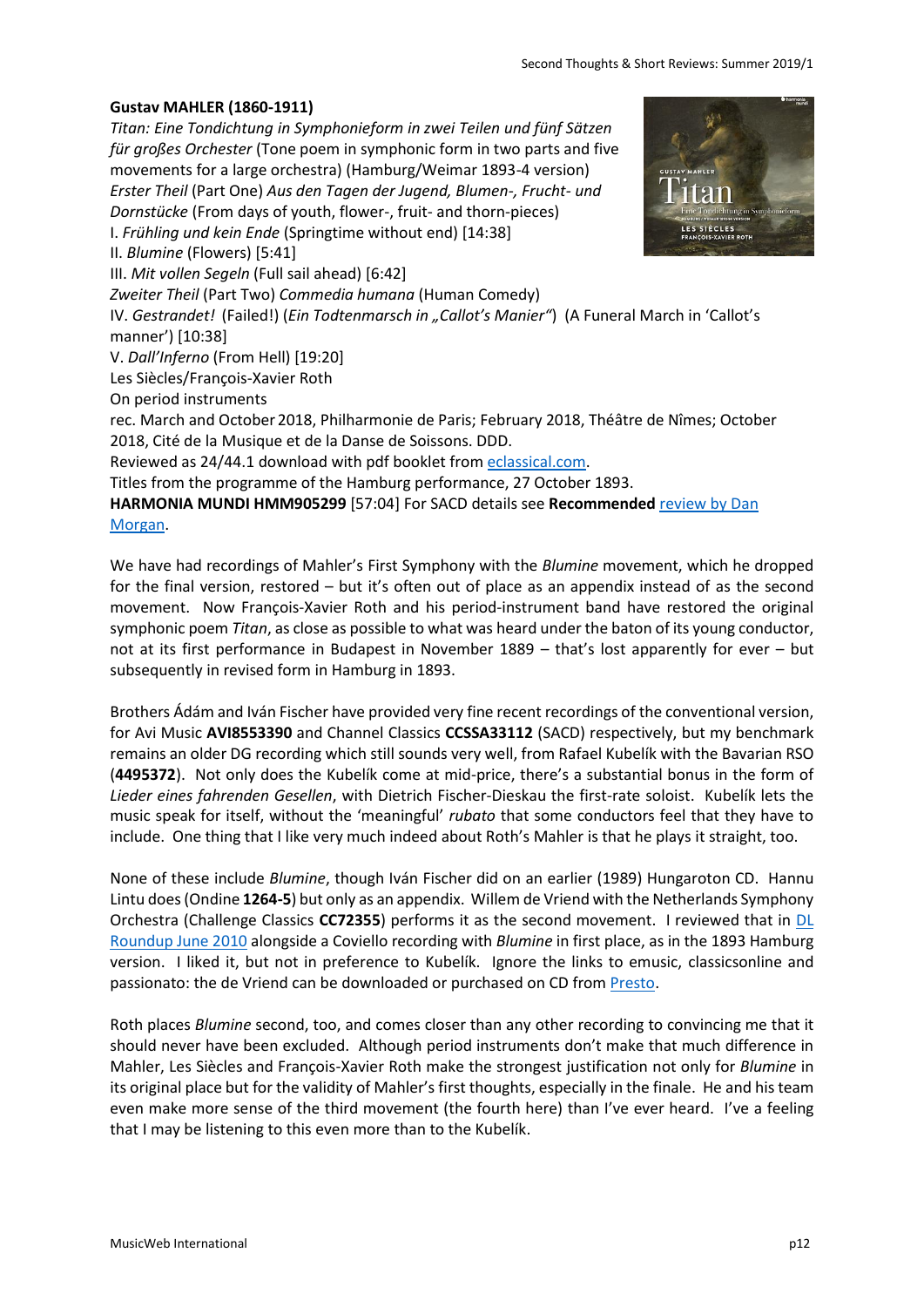**Gustav MAHLER (1860-1911)**

*Titan: Eine Tondichtung in Symphonieform in zwei Teilen und fünf Sätzen für großes Orchester* (Tone poem in symphonic form in two parts and five movements for a large orchestra) (Hamburg/Weimar 1893-4 version)
*Erster Theil* (Part One) *Aus den Tagen der Jugend, Blumen-, Frucht- und Dornstücke* (From days of youth, flower-, fruit- and thorn-pieces)
I. *Frühling und kein Ende* (Springtime without end) [14:38]
II. *Blumine* (Flowers) [5:41]
III. *Mit vollen Segeln* (Full sail ahead) [6:42]
*Zweiter Theil* (Part Two) *Commedia humana* (Human Comedy)
IV. *Gestrandet!* (Failed!) (*Ein Todtenmarsch in „Callot's Manier"*) (A Funeral March in 'Callot's manner') [10:38]
V. *Dall'Inferno* (From Hell) [19:20]
Les Siècles/François-Xavier Roth
On period instruments
rec. March and October 2018, Philharmonie de Paris; February 2018, Théâtre de Nîmes; October 2018, Cité de la Musique et de la Danse de Soissons. DDD.
Reviewed as 24/44.1 download with pdf booklet from eclassical.com.
Titles from the programme of the Hamburg performance, 27 October 1893.
**HARMONIA MUNDI HMM905299** [57:04] For SACD details see **Recommended** review by Dan Morgan.

We have had recordings of Mahler's First Symphony with the *Blumine* movement, which he dropped for the final version, restored – but it's often out of place as an appendix instead of as the second movement. Now François-Xavier Roth and his period-instrument band have restored the original symphonic poem *Titan*, as close as possible to what was heard under the baton of its young conductor, not at its first performance in Budapest in November 1889 – that's lost apparently for ever – but subsequently in revised form in Hamburg in 1893.

Brothers Ádám and Iván Fischer have provided very fine recent recordings of the conventional version, for Avi Music **AVI8553390** and Channel Classics **CCSSA33112** (SACD) respectively, but my benchmark remains an older DG recording which still sounds very well, from Rafael Kubelík with the Bavarian RSO (**4495372**). Not only does the Kubelík come at mid-price, there's a substantial bonus in the form of *Lieder eines fahrenden Gesellen*, with Dietrich Fischer-Dieskau the first-rate soloist. Kubelík lets the music speak for itself, without the 'meaningful' *rubato* that some conductors feel that they have to include. One thing that I like very much indeed about Roth's Mahler is that he plays it straight, too.

None of these include *Blumine*, though Iván Fischer did on an earlier (1989) Hungaroton CD. Hannu Lintu does (Ondine **1264-5**) but only as an appendix. Willem de Vriend with the Netherlands Symphony Orchestra (Challenge Classics **CC72355**) performs it as the second movement. I reviewed that in DL Roundup June 2010 alongside a Coviello recording with *Blumine* in first place, as in the 1893 Hamburg version. I liked it, but not in preference to Kubelík. Ignore the links to emusic, classicsonline and passionato: the de Vriend can be downloaded or purchased on CD from Presto.

Roth places *Blumine* second, too, and comes closer than any other recording to convincing me that it should never have been excluded. Although period instruments don't make that much difference in Mahler, Les Siècles and François-Xavier Roth make the strongest justification not only for *Blumine* in its original place but for the validity of Mahler's first thoughts, especially in the finale. He and his team even make more sense of the third movement (the fourth here) than I've ever heard. I've a feeling that I may be listening to this even more than to the Kubelík.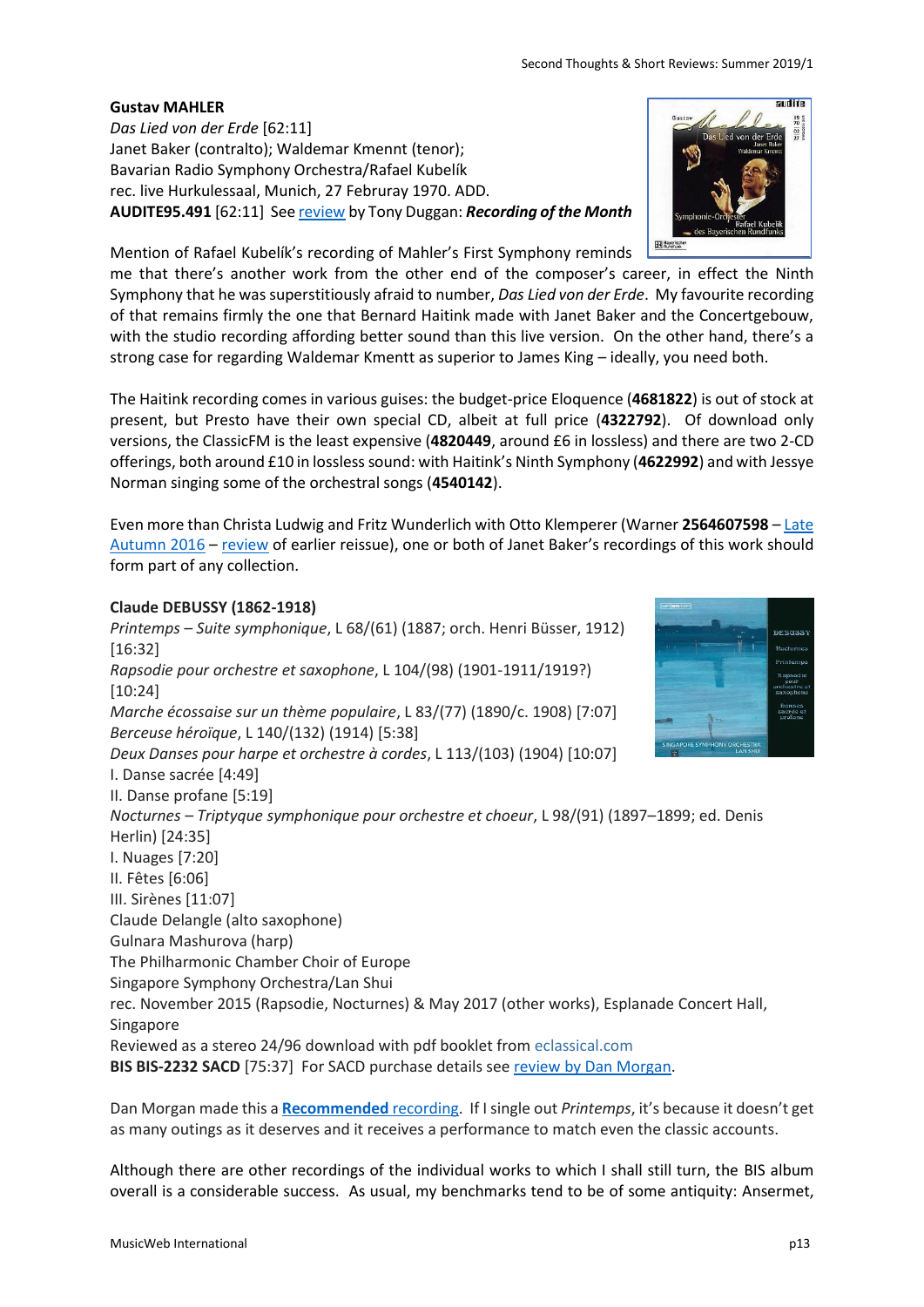**Gustav MAHLER**
*Das Lied von der Erde* [62:11]
Janet Baker (contralto); Waldemar Kmennt (tenor);
Bavarian Radio Symphony Orchestra/Rafael Kubelík
rec. live Hurkulessaal, Munich, 27 Februray 1970. ADD.
**AUDITE95.491** [62:11] See review by Tony Duggan: ***Recording of the Month***

Mention of Rafael Kubelík's recording of Mahler's First Symphony reminds me that there's another work from the other end of the composer's career, in effect the Ninth Symphony that he was superstitiously afraid to number, *Das Lied von der Erde*. My favourite recording of that remains firmly the one that Bernard Haitink made with Janet Baker and the Concertgebouw, with the studio recording affording better sound than this live version. On the other hand, there's a strong case for regarding Waldemar Kmentt as superior to James King – ideally, you need both.

The Haitink recording comes in various guises: the budget-price Eloquence (**4681822**) is out of stock at present, but Presto have their own special CD, albeit at full price (**4322792**). Of download only versions, the ClassicFM is the least expensive (**4820449**, around £6 in lossless) and there are two 2-CD offerings, both around £10 in lossless sound: with Haitink's Ninth Symphony (**4622992**) and with Jessye Norman singing some of the orchestral songs (**4540142**).

Even more than Christa Ludwig and Fritz Wunderlich with Otto Klemperer (Warner **2564607598** – Late Autumn 2016 – review of earlier reissue), one or both of Janet Baker's recordings of this work should form part of any collection.

**Claude DEBUSSY (1862-1918)**
*Printemps – Suite symphonique*, L 68/(61) (1887; orch. Henri Büsser, 1912) [16:32]
*Rapsodie pour orchestre et saxophone*, L 104/(98) (1901-1911/1919?) [10:24]
*Marche écossaise sur un thème populaire*, L 83/(77) (1890/c. 1908) [7:07]
*Berceuse héroïque*, L 140/(132) (1914) [5:38]
*Deux Danses pour harpe et orchestre à cordes*, L 113/(103) (1904) [10:07]
I. Danse sacrée [4:49]
II. Danse profane [5:19]
*Nocturnes – Triptyque symphonique pour orchestre et choeur*, L 98/(91) (1897–1899; ed. Denis Herlin) [24:35]
I. Nuages [7:20]
II. Fêtes [6:06]
III. Sirènes [11:07]
Claude Delangle (alto saxophone)
Gulnara Mashurova (harp)
The Philharmonic Chamber Choir of Europe
Singapore Symphony Orchestra/Lan Shui
rec. November 2015 (Rapsodie, Nocturnes) & May 2017 (other works), Esplanade Concert Hall, Singapore
Reviewed as a stereo 24/96 download with pdf booklet from eclassical.com
**BIS BIS-2232 SACD** [75:37] For SACD purchase details see review by Dan Morgan.

Dan Morgan made this a **Recommended** recording. If I single out *Printemps*, it's because it doesn't get as many outings as it deserves and it receives a performance to match even the classic accounts.

Although there are other recordings of the individual works to which I shall still turn, the BIS album overall is a considerable success. As usual, my benchmarks tend to be of some antiquity: Ansermet,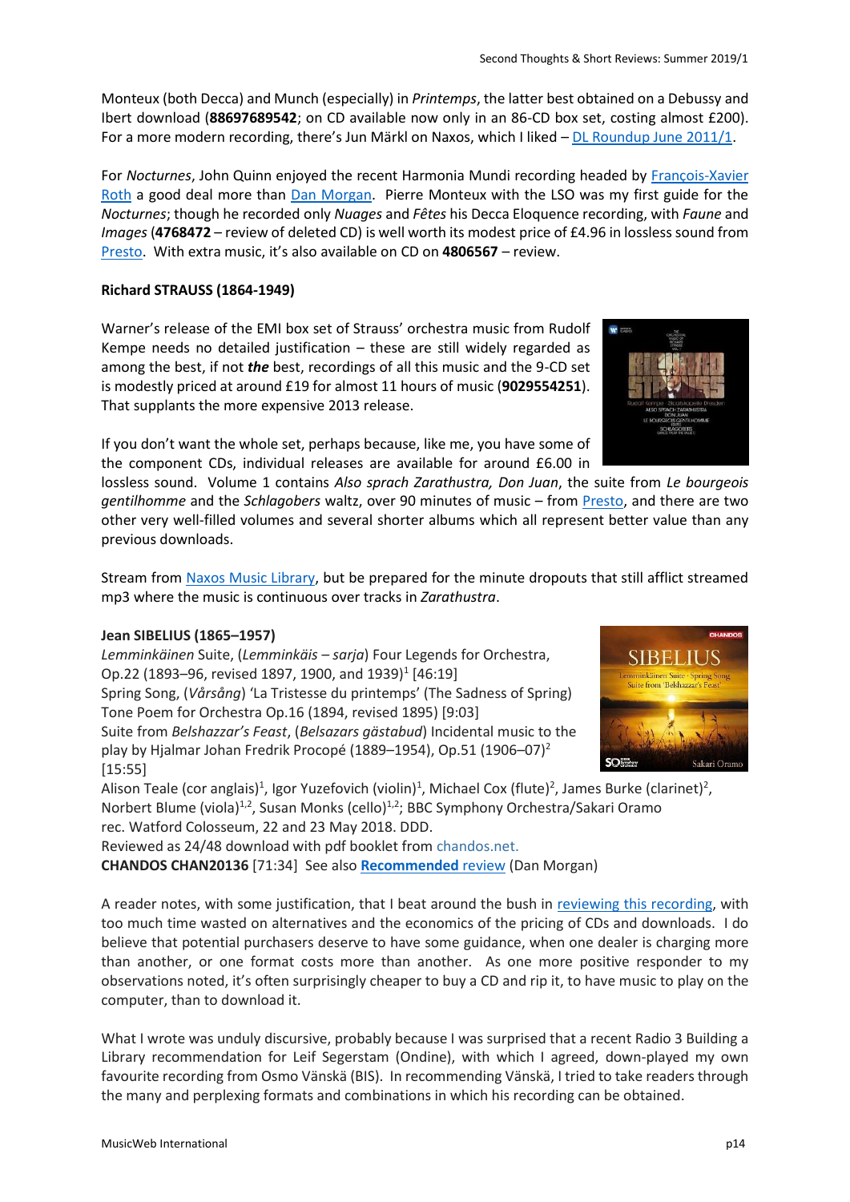Monteux (both Decca) and Munch (especially) in *Printemps*, the latter best obtained on a Debussy and Ibert download (**88697689542**; on CD available now only in an 86-CD box set, costing almost £200). For a more modern recording, there's Jun Märkl on Naxos, which I liked – DL Roundup June 2011/1.

For *Nocturnes*, John Quinn enjoyed the recent Harmonia Mundi recording headed by François-Xavier Roth a good deal more than Dan Morgan. Pierre Monteux with the LSO was my first guide for the *Nocturnes*; though he recorded only *Nuages* and *Fêtes* his Decca Eloquence recording, with *Faune* and *Images* (**4768472** – review of deleted CD) is well worth its modest price of £4.96 in lossless sound from Presto. With extra music, it's also available on CD on **4806567** – review.

**Richard STRAUSS (1864-1949)**

Warner's release of the EMI box set of Strauss' orchestra music from Rudolf Kempe needs no detailed justification – these are still widely regarded as among the best, if not ***the*** best, recordings of all this music and the 9-CD set is modestly priced at around £19 for almost 11 hours of music (**9029554251**). That supplants the more expensive 2013 release.

If you don't want the whole set, perhaps because, like me, you have some of the component CDs, individual releases are available for around £6.00 in lossless sound. Volume 1 contains *Also sprach Zarathustra, Don Juan*, the suite from *Le bourgeois gentilhomme* and the *Schlagobers* waltz, over 90 minutes of music – from Presto, and there are two other very well-filled volumes and several shorter albums which all represent better value than any previous downloads.

Stream from Naxos Music Library, but be prepared for the minute dropouts that still afflict streamed mp3 where the music is continuous over tracks in *Zarathustra*.

**Jean SIBELIUS (1865–1957)**

*Lemminkäinen* Suite, (*Lemminkäis – sarja*) Four Legends for Orchestra, Op.22 (1893–96, revised 1897, 1900, and 1939)[1] [46:19]
Spring Song, (*Vårsång*) 'La Tristesse du printemps' (The Sadness of Spring) Tone Poem for Orchestra Op.16 (1894, revised 1895) [9:03]
Suite from *Belshazzar's Feast*, (*Belsazars gästabud*) Incidental music to the play by Hjalmar Johan Fredrik Procopé (1889–1954), Op.51 (1906–07)[2] [15:55]
Alison Teale (cor anglais)[1], Igor Yuzefovich (violin)[1], Michael Cox (flute)[2], James Burke (clarinet)[2], Norbert Blume (viola)[1,2], Susan Monks (cello)[1,2]; BBC Symphony Orchestra/Sakari Oramo
rec. Watford Colosseum, 22 and 23 May 2018. DDD.
Reviewed as 24/48 download with pdf booklet from chandos.net.
**CHANDOS CHAN20136** [71:34] See also **Recommended** review (Dan Morgan)

A reader notes, with some justification, that I beat around the bush in reviewing this recording, with too much time wasted on alternatives and the economics of the pricing of CDs and downloads. I do believe that potential purchasers deserve to have some guidance, when one dealer is charging more than another, or one format costs more than another. As one more positive responder to my observations noted, it's often surprisingly cheaper to buy a CD and rip it, to have music to play on the computer, than to download it.

What I wrote was unduly discursive, probably because I was surprised that a recent Radio 3 Building a Library recommendation for Leif Segerstam (Ondine), with which I agreed, down-played my own favourite recording from Osmo Vänskä (BIS). In recommending Vänskä, I tried to take readers through the many and perplexing formats and combinations in which his recording can be obtained.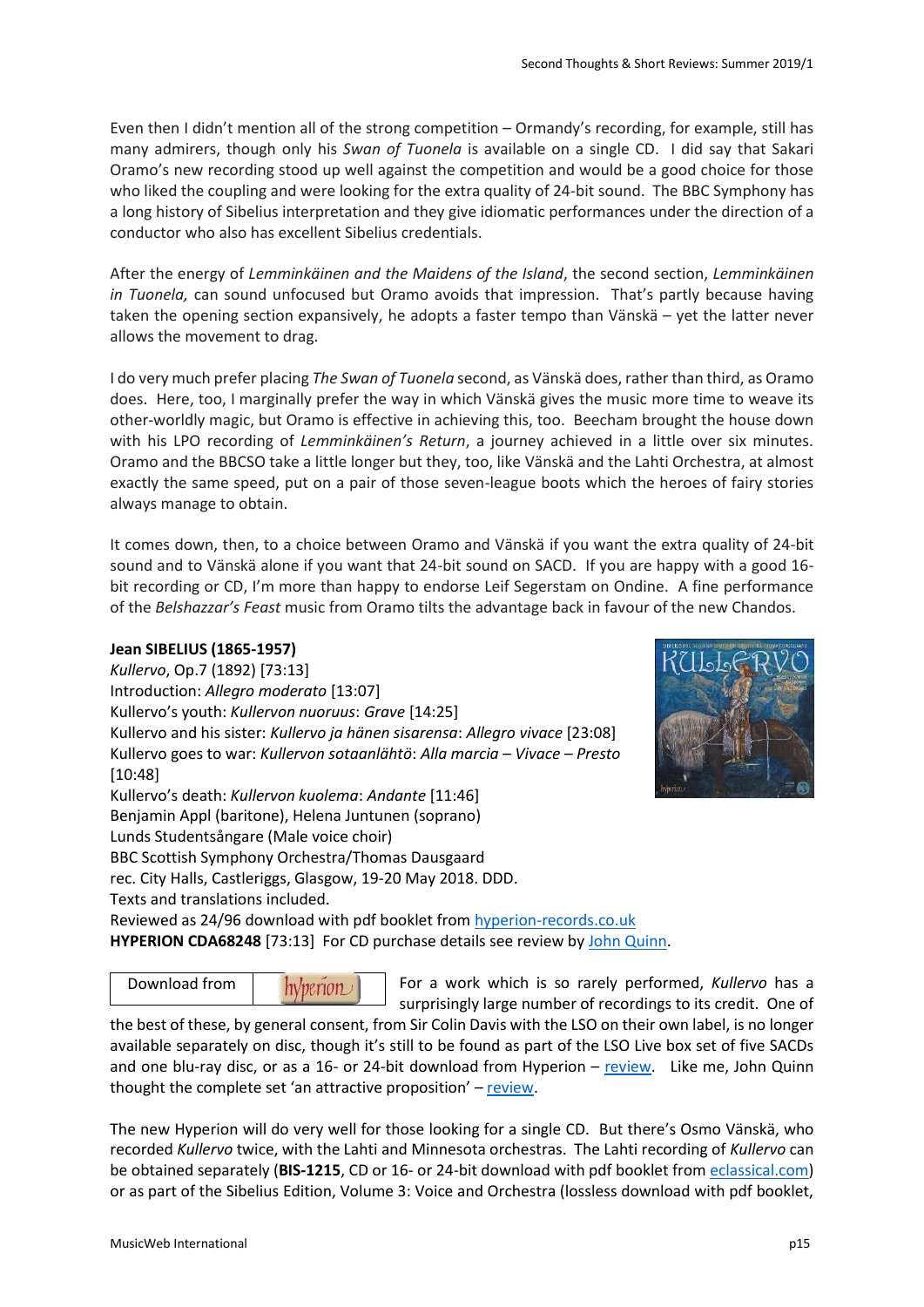Even then I didn't mention all of the strong competition – Ormandy's recording, for example, still has many admirers, though only his *Swan of Tuonela* is available on a single CD. I did say that Sakari Oramo's new recording stood up well against the competition and would be a good choice for those who liked the coupling and were looking for the extra quality of 24-bit sound. The BBC Symphony has a long history of Sibelius interpretation and they give idiomatic performances under the direction of a conductor who also has excellent Sibelius credentials.

After the energy of *Lemminkäinen and the Maidens of the Island*, the second section, *Lemminkäinen in Tuonela,* can sound unfocused but Oramo avoids that impression. That's partly because having taken the opening section expansively, he adopts a faster tempo than Vänskä – yet the latter never allows the movement to drag.

I do very much prefer placing *The Swan of Tuonela* second, as Vänskä does, rather than third, as Oramo does. Here, too, I marginally prefer the way in which Vänskä gives the music more time to weave its other-worldly magic, but Oramo is effective in achieving this, too. Beecham brought the house down with his LPO recording of *Lemminkäinen's Return*, a journey achieved in a little over six minutes. Oramo and the BBCSO take a little longer but they, too, like Vänskä and the Lahti Orchestra, at almost exactly the same speed, put on a pair of those seven-league boots which the heroes of fairy stories always manage to obtain.

It comes down, then, to a choice between Oramo and Vänskä if you want the extra quality of 24-bit sound and to Vänskä alone if you want that 24-bit sound on SACD. If you are happy with a good 16-bit recording or CD, I'm more than happy to endorse Leif Segerstam on Ondine. A fine performance of the *Belshazzar's Feast* music from Oramo tilts the advantage back in favour of the new Chandos.

**Jean SIBELIUS (1865-1957)**
*Kullervo*, Op.7 (1892) [73:13]
Introduction: *Allegro moderato* [13:07]
Kullervo's youth: *Kullervon nuoruus*: *Grave* [14:25]
Kullervo and his sister: *Kullervo ja hänen sisarensa*: *Allegro vivace* [23:08]
Kullervo goes to war: *Kullervon sotaanlähtö*: *Alla marcia – Vivace – Presto* [10:48]
Kullervo's death: *Kullervon kuolema*: *Andante* [11:46]
Benjamin Appl (baritone), Helena Juntunen (soprano)
Lunds Studentsångare (Male voice choir)
BBC Scottish Symphony Orchestra/Thomas Dausgaard
rec. City Halls, Castleriggs, Glasgow, 19-20 May 2018. DDD.
Texts and translations included.
Reviewed as 24/96 download with pdf booklet from hyperion-records.co.uk
**HYPERION CDA68248** [73:13] For CD purchase details see review by John Quinn.

Download from hyperion

For a work which is so rarely performed, *Kullervo* has a surprisingly large number of recordings to its credit. One of the best of these, by general consent, from Sir Colin Davis with the LSO on their own label, is no longer available separately on disc, though it's still to be found as part of the LSO Live box set of five SACDs and one blu-ray disc, or as a 16- or 24-bit download from Hyperion – review. Like me, John Quinn thought the complete set 'an attractive proposition' – review.

The new Hyperion will do very well for those looking for a single CD. But there's Osmo Vänskä, who recorded *Kullervo* twice, with the Lahti and Minnesota orchestras. The Lahti recording of *Kullervo* can be obtained separately (**BIS-1215**, CD or 16- or 24-bit download with pdf booklet from eclassical.com) or as part of the Sibelius Edition, Volume 3: Voice and Orchestra (lossless download with pdf booklet,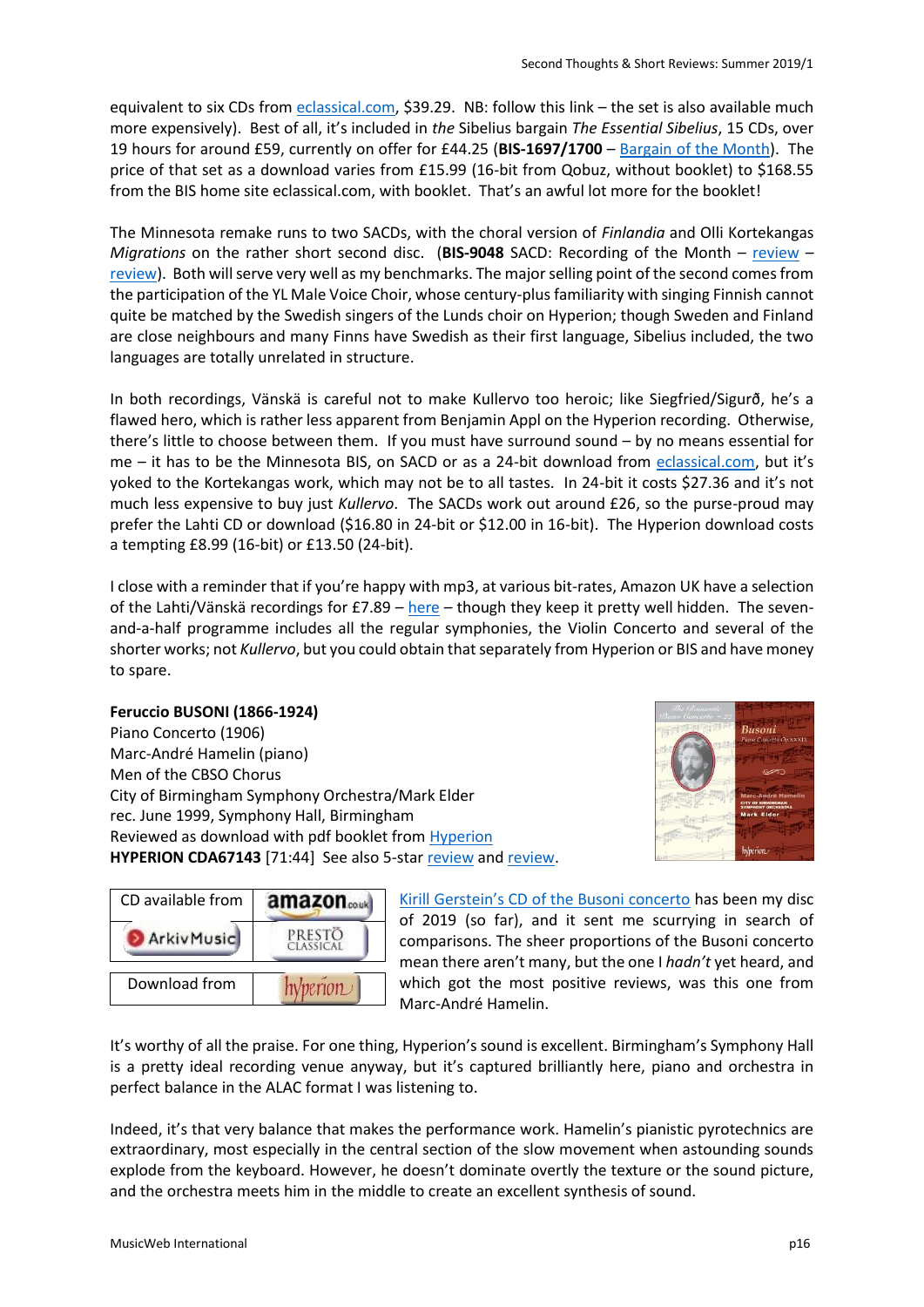equivalent to six CDs from eclassical.com, $39.29. NB: follow this link – the set is also available much more expensively). Best of all, it's included in *the* Sibelius bargain *The Essential Sibelius*, 15 CDs, over 19 hours for around £59, currently on offer for £44.25 (**BIS-1697/1700** – Bargain of the Month). The price of that set as a download varies from £15.99 (16-bit from Qobuz, without booklet) to $168.55 from the BIS home site eclassical.com, with booklet. That's an awful lot more for the booklet!

The Minnesota remake runs to two SACDs, with the choral version of *Finlandia* and Olli Kortekangas *Migrations* on the rather short second disc. (**BIS-9048** SACD: Recording of the Month – review – review). Both will serve very well as my benchmarks. The major selling point of the second comes from the participation of the YL Male Voice Choir, whose century-plus familiarity with singing Finnish cannot quite be matched by the Swedish singers of the Lunds choir on Hyperion; though Sweden and Finland are close neighbours and many Finns have Swedish as their first language, Sibelius included, the two languages are totally unrelated in structure.

In both recordings, Vänskä is careful not to make Kullervo too heroic; like Siegfried/Sigurð, he's a flawed hero, which is rather less apparent from Benjamin Appl on the Hyperion recording. Otherwise, there's little to choose between them. If you must have surround sound – by no means essential for me – it has to be the Minnesota BIS, on SACD or as a 24-bit download from eclassical.com, but it's yoked to the Kortekangas work, which may not be to all tastes. In 24-bit it costs $27.36 and it's not much less expensive to buy just *Kullervo*. The SACDs work out around £26, so the purse-proud may prefer the Lahti CD or download ($16.80 in 24-bit or $12.00 in 16-bit). The Hyperion download costs a tempting £8.99 (16-bit) or £13.50 (24-bit).

I close with a reminder that if you're happy with mp3, at various bit-rates, Amazon UK have a selection of the Lahti/Vänskä recordings for £7.89 – here – though they keep it pretty well hidden. The seven-and-a-half programme includes all the regular symphonies, the Violin Concerto and several of the shorter works; not *Kullervo*, but you could obtain that separately from Hyperion or BIS and have money to spare.

**Feruccio BUSONI (1866-1924)**
Piano Concerto (1906)
Marc-André Hamelin (piano)
Men of the CBSO Chorus
City of Birmingham Symphony Orchestra/Mark Elder
rec. June 1999, Symphony Hall, Birmingham
Reviewed as download with pdf booklet from Hyperion
**HYPERION CDA67143** [71:44] See also 5-star review and review.

| CD available from | amazon.co.uk |
|---|---|
| ArkivMusic | PRESTO CLASSICAL |
| Download from | hyperion |

Kirill Gerstein's CD of the Busoni concerto has been my disc of 2019 (so far), and it sent me scurrying in search of comparisons. The sheer proportions of the Busoni concerto mean there aren't many, but the one I *hadn't* yet heard, and which got the most positive reviews, was this one from Marc-André Hamelin.

It's worthy of all the praise. For one thing, Hyperion's sound is excellent. Birmingham's Symphony Hall is a pretty ideal recording venue anyway, but it's captured brilliantly here, piano and orchestra in perfect balance in the ALAC format I was listening to.

Indeed, it's that very balance that makes the performance work. Hamelin's pianistic pyrotechnics are extraordinary, most especially in the central section of the slow movement when astounding sounds explode from the keyboard. However, he doesn't dominate overtly the texture or the sound picture, and the orchestra meets him in the middle to create an excellent synthesis of sound.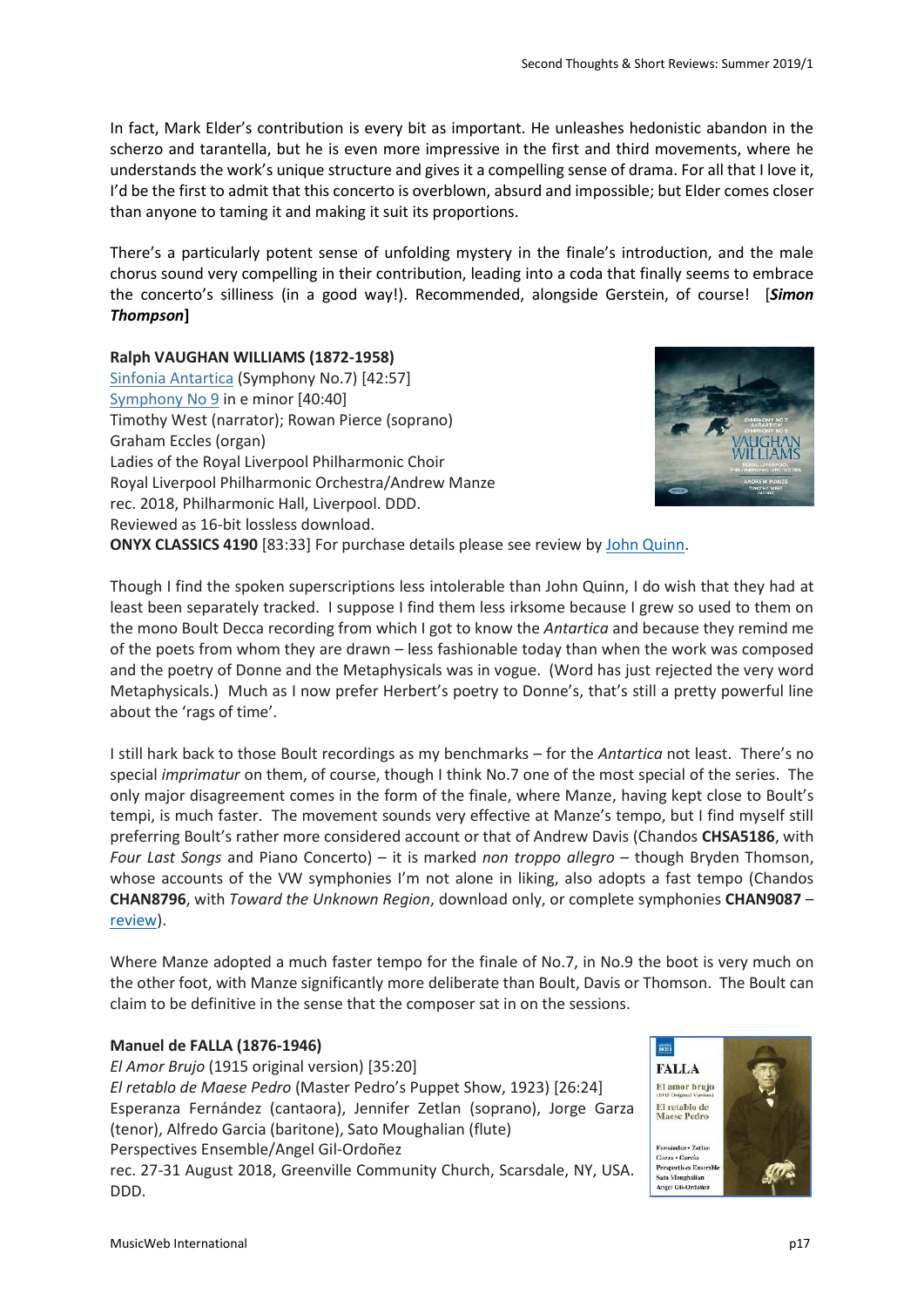In fact, Mark Elder's contribution is every bit as important. He unleashes hedonistic abandon in the scherzo and tarantella, but he is even more impressive in the first and third movements, where he understands the work's unique structure and gives it a compelling sense of drama. For all that I love it, I'd be the first to admit that this concerto is overblown, absurd and impossible; but Elder comes closer than anyone to taming it and making it suit its proportions.

There's a particularly potent sense of unfolding mystery in the finale's introduction, and the male chorus sound very compelling in their contribution, leading into a coda that finally seems to embrace the concerto's silliness (in a good way!). Recommended, alongside Gerstein, of course! [***Simon Thompson***]

**Ralph VAUGHAN WILLIAMS (1872-1958)**
Sinfonia Antartica (Symphony No.7) [42:57]
Symphony No 9 in e minor [40:40]
Timothy West (narrator); Rowan Pierce (soprano)
Graham Eccles (organ)
Ladies of the Royal Liverpool Philharmonic Choir
Royal Liverpool Philharmonic Orchestra/Andrew Manze
rec. 2018, Philharmonic Hall, Liverpool. DDD.
Reviewed as 16-bit lossless download.
**ONYX CLASSICS 4190** [83:33] For purchase details please see review by John Quinn.

Though I find the spoken superscriptions less intolerable than John Quinn, I do wish that they had at least been separately tracked. I suppose I find them less irksome because I grew so used to them on the mono Boult Decca recording from which I got to know the *Antartica* and because they remind me of the poets from whom they are drawn – less fashionable today than when the work was composed and the poetry of Donne and the Metaphysicals was in vogue. (Word has just rejected the very word Metaphysicals.) Much as I now prefer Herbert's poetry to Donne's, that's still a pretty powerful line about the 'rags of time'.

I still hark back to those Boult recordings as my benchmarks – for the *Antartica* not least. There's no special *imprimatur* on them, of course, though I think No.7 one of the most special of the series. The only major disagreement comes in the form of the finale, where Manze, having kept close to Boult's tempi, is much faster. The movement sounds very effective at Manze's tempo, but I find myself still preferring Boult's rather more considered account or that of Andrew Davis (Chandos **CHSA5186**, with *Four Last Songs* and Piano Concerto) – it is marked *non troppo allegro* – though Bryden Thomson, whose accounts of the VW symphonies I'm not alone in liking, also adopts a fast tempo (Chandos **CHAN8796**, with *Toward the Unknown Region*, download only, or complete symphonies **CHAN9087** – review).

Where Manze adopted a much faster tempo for the finale of No.7, in No.9 the boot is very much on the other foot, with Manze significantly more deliberate than Boult, Davis or Thomson. The Boult can claim to be definitive in the sense that the composer sat in on the sessions.

**Manuel de FALLA (1876-1946)**
*El Amor Brujo* (1915 original version) [35:20]
*El retablo de Maese Pedro* (Master Pedro's Puppet Show, 1923) [26:24]
Esperanza Fernández (cantaora), Jennifer Zetlan (soprano), Jorge Garza (tenor), Alfredo Garcia (baritone), Sato Moughalian (flute)
Perspectives Ensemble/Angel Gil-Ordoñez
rec. 27-31 August 2018, Greenville Community Church, Scarsdale, NY, USA. DDD.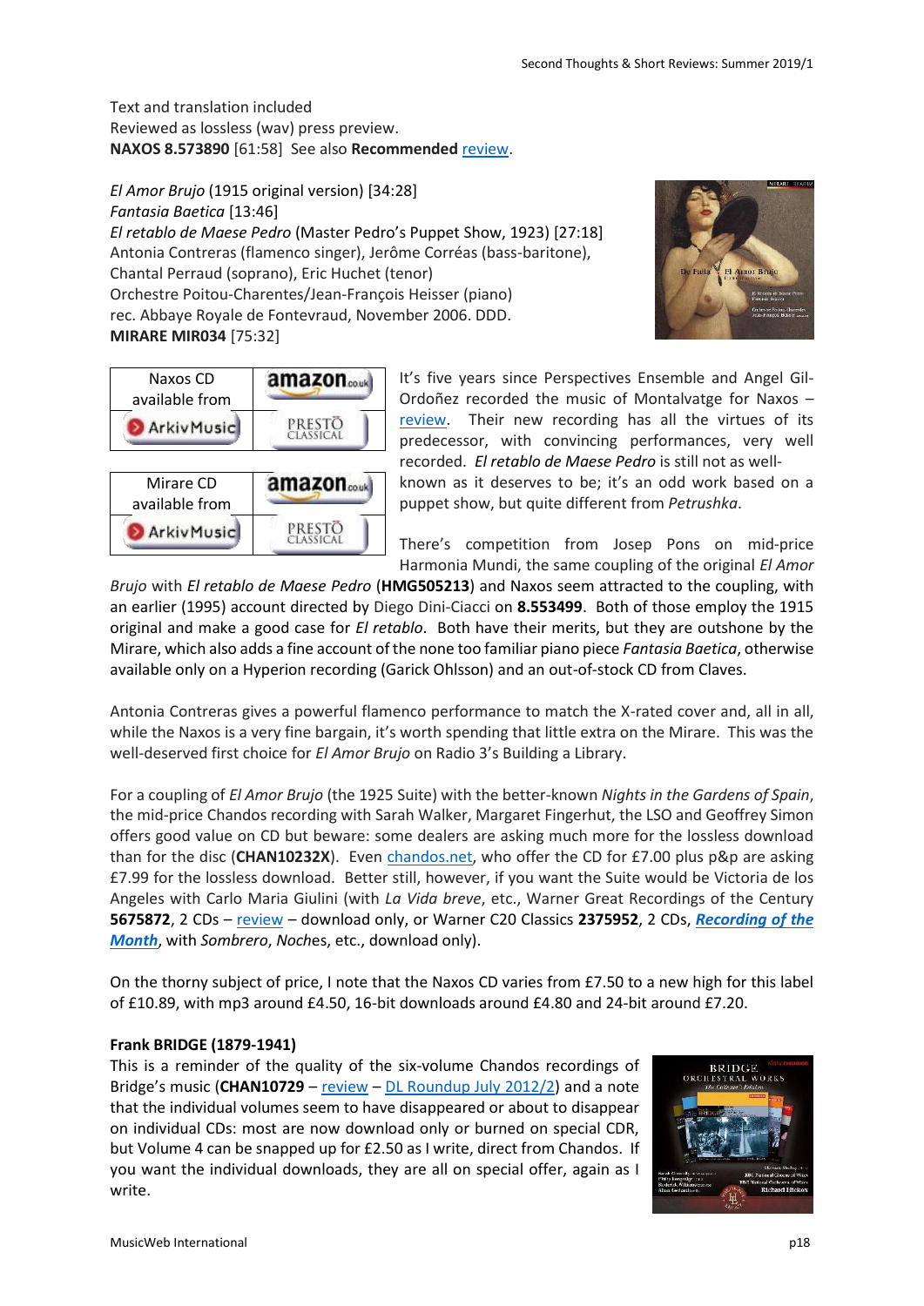Text and translation included
Reviewed as lossless (wav) press preview.
**NAXOS 8.573890** [61:58] See also **Recommended** review.

*El Amor Brujo* (1915 original version) [34:28]
*Fantasia Baetica* [13:46]
*El retablo de Maese Pedro* (Master Pedro's Puppet Show, 1923) [27:18]
Antonia Contreras (flamenco singer), Jerôme Corréas (bass-baritone), Chantal Perraud (soprano), Eric Huchet (tenor)
Orchestre Poitou-Charentes/Jean-François Heisser (piano)
rec. Abbaye Royale de Fontevraud, November 2006. DDD.
**MIRARE MIR034** [75:32]

| Naxos CD available from | amazon.co.uk |
|---|---|
| ArkivMusic | PRESTO CLASSICAL |

| Mirare CD available from | amazon.co.uk |
|---|---|
| ArkivMusic | PRESTO CLASSICAL |

It's five years since Perspectives Ensemble and Angel Gil-Ordoñez recorded the music of Montalvatge for Naxos – review. Their new recording has all the virtues of its predecessor, with convincing performances, very well recorded. *El retablo de Maese Pedro* is still not as well-known as it deserves to be; it's an odd work based on a puppet show, but quite different from *Petrushka*.

There's competition from Josep Pons on mid-price Harmonia Mundi, the same coupling of the original *El Amor Brujo* with *El retablo de Maese Pedro* (**HMG505213**) and Naxos seem attracted to the coupling, with an earlier (1995) account directed by Diego Dini-Ciacci on **8.553499**. Both of those employ the 1915 original and make a good case for *El retablo*. Both have their merits, but they are outshone by the Mirare, which also adds a fine account of the none too familiar piano piece *Fantasia Baetica*, otherwise available only on a Hyperion recording (Garick Ohlsson) and an out-of-stock CD from Claves.

Antonia Contreras gives a powerful flamenco performance to match the X-rated cover and, all in all, while the Naxos is a very fine bargain, it's worth spending that little extra on the Mirare. This was the well-deserved first choice for *El Amor Brujo* on Radio 3's Building a Library.

For a coupling of *El Amor Brujo* (the 1925 Suite) with the better-known *Nights in the Gardens of Spain*, the mid-price Chandos recording with Sarah Walker, Margaret Fingerhut, the LSO and Geoffrey Simon offers good value on CD but beware: some dealers are asking much more for the lossless download than for the disc (**CHAN10232X**). Even chandos.net, who offer the CD for £7.00 plus p&p are asking £7.99 for the lossless download. Better still, however, if you want the Suite would be Victoria de los Angeles with Carlo Maria Giulini (with *La Vida breve*, etc., Warner Great Recordings of the Century **5675872**, 2 CDs – review – download only, or Warner C20 Classics **2375952**, 2 CDs, ***Recording of the Month***, with *Sombrero*, *Noch*es, etc., download only).

On the thorny subject of price, I note that the Naxos CD varies from £7.50 to a new high for this label of £10.89, with mp3 around £4.50, 16-bit downloads around £4.80 and 24-bit around £7.20.

**Frank BRIDGE (1879-1941)**

This is a reminder of the quality of the six-volume Chandos recordings of Bridge's music (**CHAN10729** – review – DL Roundup July 2012/2) and a note that the individual volumes seem to have disappeared or about to disappear on individual CDs: most are now download only or burned on special CDR, but Volume 4 can be snapped up for £2.50 as I write, direct from Chandos. If you want the individual downloads, they are all on special offer, again as I write.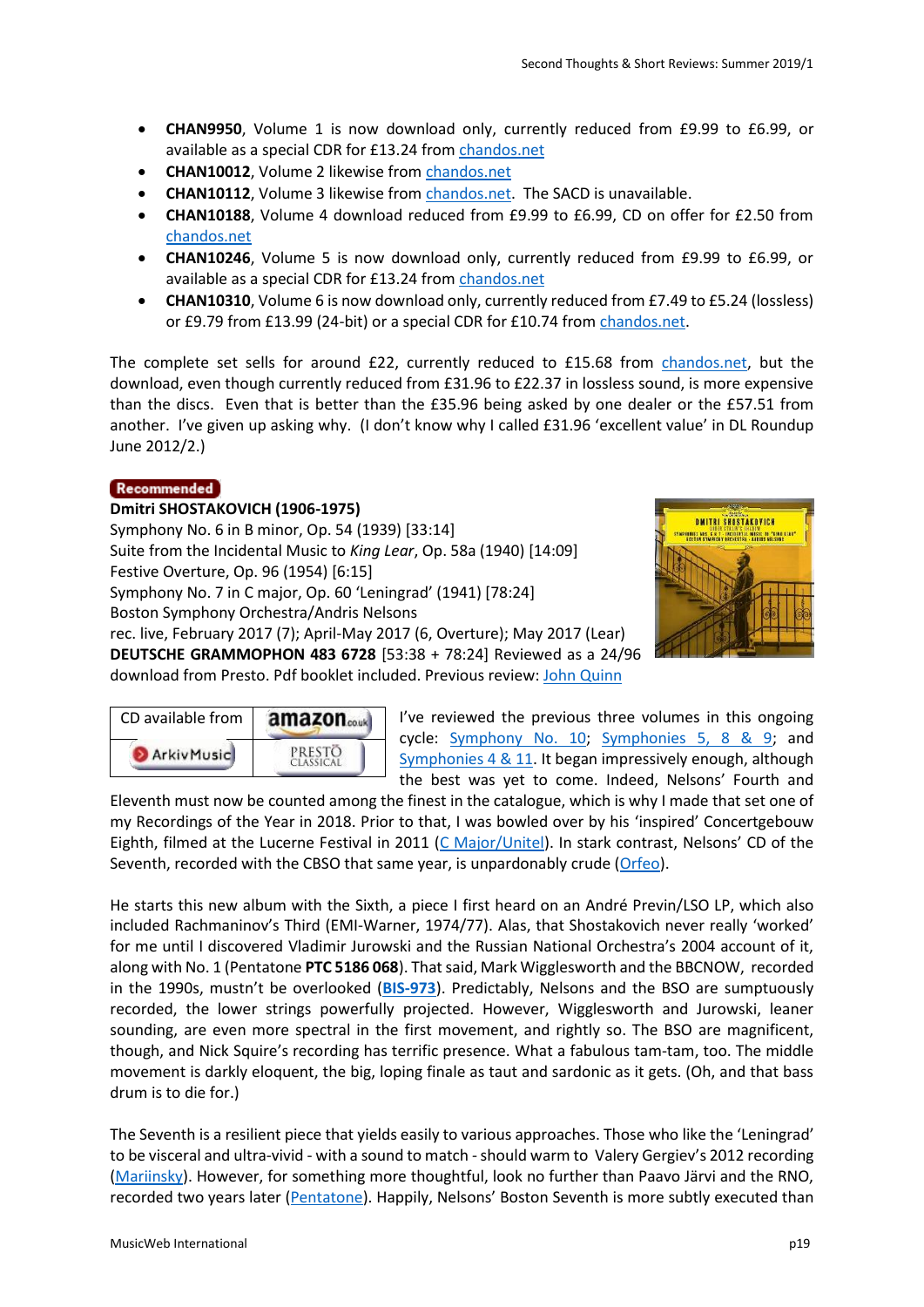- **CHAN9950**, Volume 1 is now download only, currently reduced from £9.99 to £6.99, or available as a special CDR for £13.24 from chandos.net
- **CHAN10012**, Volume 2 likewise from chandos.net
- **CHAN10112**, Volume 3 likewise from chandos.net. The SACD is unavailable.
- **CHAN10188**, Volume 4 download reduced from £9.99 to £6.99, CD on offer for £2.50 from chandos.net
- **CHAN10246**, Volume 5 is now download only, currently reduced from £9.99 to £6.99, or available as a special CDR for £13.24 from chandos.net
- **CHAN10310**, Volume 6 is now download only, currently reduced from £7.49 to £5.24 (lossless) or £9.79 from £13.99 (24-bit) or a special CDR for £10.74 from chandos.net.

The complete set sells for around £22, currently reduced to £15.68 from chandos.net, but the download, even though currently reduced from £31.96 to £22.37 in lossless sound, is more expensive than the discs. Even that is better than the £35.96 being asked by one dealer or the £57.51 from another. I've given up asking why. (I don't know why I called £31.96 'excellent value' in DL Roundup June 2012/2.)

Recommended

**Dmitri SHOSTAKOVICH (1906-1975)**
Symphony No. 6 in B minor, Op. 54 (1939) [33:14]
Suite from the Incidental Music to *King Lear*, Op. 58a (1940) [14:09]
Festive Overture, Op. 96 (1954) [6:15]
Symphony No. 7 in C major, Op. 60 'Leningrad' (1941) [78:24]
Boston Symphony Orchestra/Andris Nelsons
rec. live, February 2017 (7); April-May 2017 (6, Overture); May 2017 (Lear)
**DEUTSCHE GRAMMOPHON 483 6728** [53:38 + 78:24] Reviewed as a 24/96 download from Presto. Pdf booklet included. Previous review: John Quinn

| CD available from | amazon.co.uk |
|---|---|
| ArkivMusic | PRESTO CLASSICAL |

I've reviewed the previous three volumes in this ongoing cycle: Symphony No. 10; Symphonies 5, 8 & 9; and Symphonies 4 & 11. It began impressively enough, although the best was yet to come. Indeed, Nelsons' Fourth and Eleventh must now be counted among the finest in the catalogue, which is why I made that set one of my Recordings of the Year in 2018. Prior to that, I was bowled over by his 'inspired' Concertgebouw Eighth, filmed at the Lucerne Festival in 2011 (C Major/Unitel). In stark contrast, Nelsons' CD of the Seventh, recorded with the CBSO that same year, is unpardonably crude (Orfeo).

He starts this new album with the Sixth, a piece I first heard on an André Previn/LSO LP, which also included Rachmaninov's Third (EMI-Warner, 1974/77). Alas, that Shostakovich never really 'worked' for me until I discovered Vladimir Jurowski and the Russian National Orchestra's 2004 account of it, along with No. 1 (Pentatone **PTC 5186 068**). That said, Mark Wigglesworth and the BBCNOW, recorded in the 1990s, mustn't be overlooked (**BIS-973**). Predictably, Nelsons and the BSO are sumptuously recorded, the lower strings powerfully projected. However, Wigglesworth and Jurowski, leaner sounding, are even more spectral in the first movement, and rightly so. The BSO are magnificent, though, and Nick Squire's recording has terrific presence. What a fabulous tam-tam, too. The middle movement is darkly eloquent, the big, loping finale as taut and sardonic as it gets. (Oh, and that bass drum is to die for.)

The Seventh is a resilient piece that yields easily to various approaches. Those who like the 'Leningrad' to be visceral and ultra-vivid - with a sound to match - should warm to Valery Gergiev's 2012 recording (Mariinsky). However, for something more thoughtful, look no further than Paavo Järvi and the RNO, recorded two years later (Pentatone). Happily, Nelsons' Boston Seventh is more subtly executed than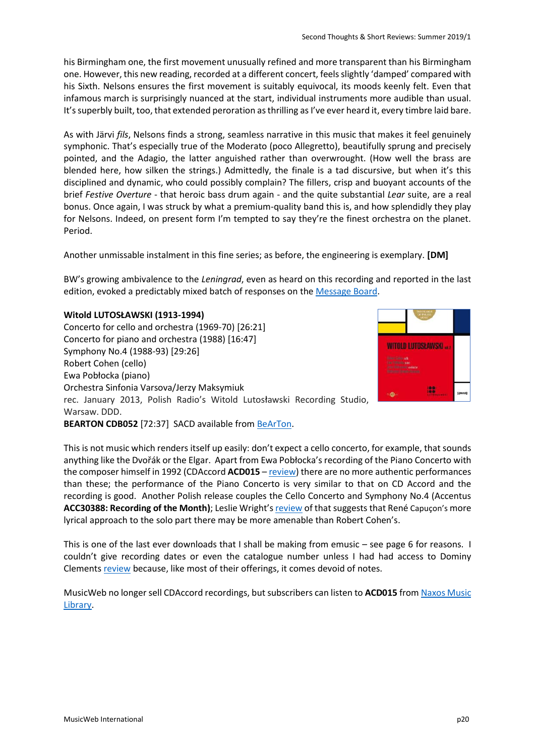his Birmingham one, the first movement unusually refined and more transparent than his Birmingham one. However, this new reading, recorded at a different concert, feels slightly 'damped' compared with his Sixth. Nelsons ensures the first movement is suitably equivocal, its moods keenly felt. Even that infamous march is surprisingly nuanced at the start, individual instruments more audible than usual. It's superbly built, too, that extended peroration as thrilling as I've ever heard it, every timbre laid bare.

As with Järvi *fils*, Nelsons finds a strong, seamless narrative in this music that makes it feel genuinely symphonic. That's especially true of the Moderato (poco Allegretto), beautifully sprung and precisely pointed, and the Adagio, the latter anguished rather than overwrought. (How well the brass are blended here, how silken the strings.) Admittedly, the finale is a tad discursive, but when it's this disciplined and dynamic, who could possibly complain? The fillers, crisp and buoyant accounts of the brief *Festive Overture* - that heroic bass drum again - and the quite substantial *Lear* suite, are a real bonus. Once again, I was struck by what a premium-quality band this is, and how splendidly they play for Nelsons. Indeed, on present form I'm tempted to say they're the finest orchestra on the planet. Period.

Another unmissable instalment in this fine series; as before, the engineering is exemplary. **[DM]**

BW's growing ambivalence to the *Leningrad*, even as heard on this recording and reported in the last edition, evoked a predictably mixed batch of responses on the Message Board.

**Witold LUTOSŁAWSKI (1913-1994)**
Concerto for cello and orchestra (1969-70) [26:21]
Concerto for piano and orchestra (1988) [16:47]
Symphony No.4 (1988-93) [29:26]
Robert Cohen (cello)
Ewa Pobłocka (piano)
Orchestra Sinfonia Varsova/Jerzy Maksymiuk
rec. January 2013, Polish Radio's Witold Lutosławski Recording Studio, Warsaw. DDD.
**BEARTON CDB052** [72:37] SACD available from BeArTon.

This is not music which renders itself up easily: don't expect a cello concerto, for example, that sounds anything like the Dvořák or the Elgar. Apart from Ewa Pobłocka's recording of the Piano Concerto with the composer himself in 1992 (CDAccord **ACD015** – review) there are no more authentic performances than these; the performance of the Piano Concerto is very similar to that on CD Accord and the recording is good. Another Polish release couples the Cello Concerto and Symphony No.4 (Accentus **ACC30388: Recording of the Month)**; Leslie Wright's review of that suggests that René Capuçon's more lyrical approach to the solo part there may be more amenable than Robert Cohen's.

This is one of the last ever downloads that I shall be making from emusic – see page 6 for reasons. I couldn't give recording dates or even the catalogue number unless I had had access to Dominy Clements review because, like most of their offerings, it comes devoid of notes.

MusicWeb no longer sell CDAccord recordings, but subscribers can listen to **ACD015** from Naxos Music Library.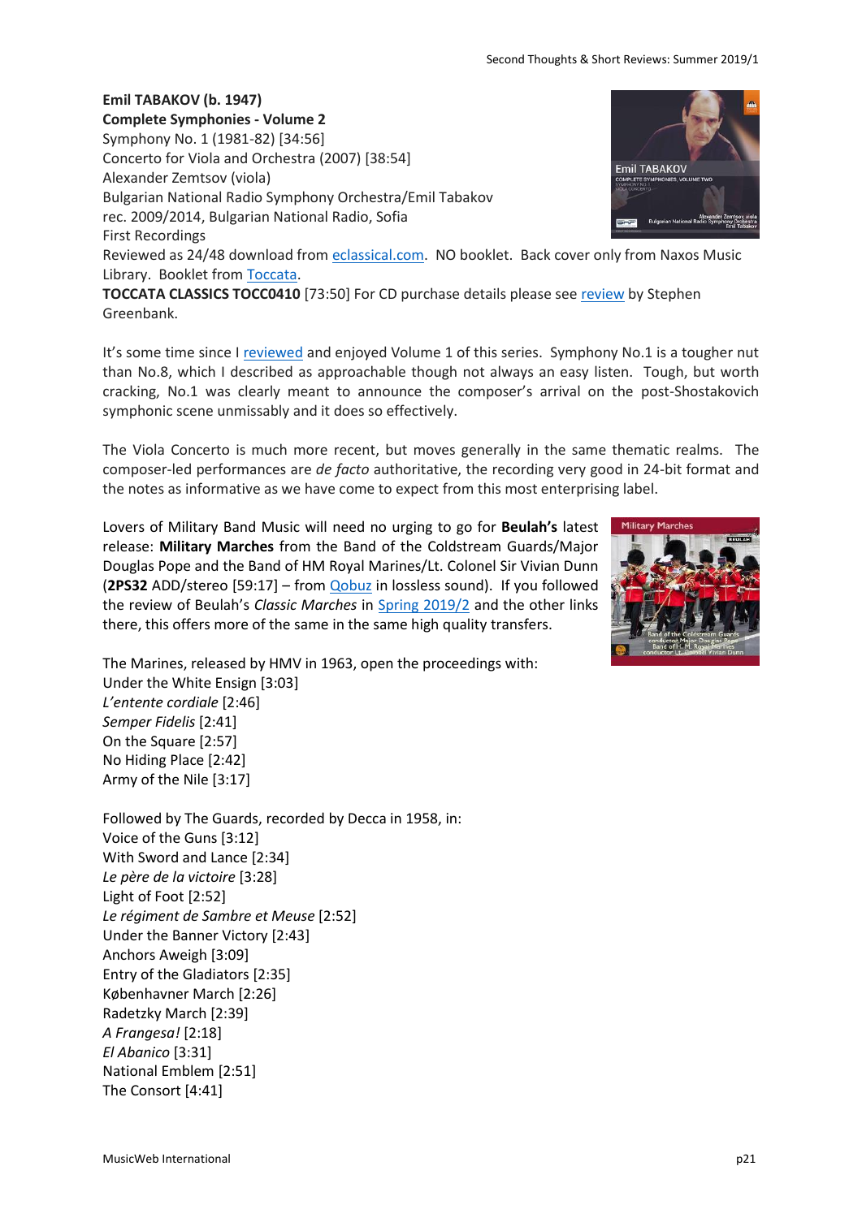**Emil TABAKOV (b. 1947)**
**Complete Symphonies - Volume 2**
Symphony No. 1 (1981-82) [34:56]
Concerto for Viola and Orchestra (2007) [38:54]
Alexander Zemtsov (viola)
Bulgarian National Radio Symphony Orchestra/Emil Tabakov
rec. 2009/2014, Bulgarian National Radio, Sofia
First Recordings
Reviewed as 24/48 download from eclassical.com. NO booklet. Back cover only from Naxos Music Library. Booklet from Toccata.
**TOCCATA CLASSICS TOCC0410** [73:50] For CD purchase details please see review by Stephen Greenbank.

It's some time since I reviewed and enjoyed Volume 1 of this series. Symphony No.1 is a tougher nut than No.8, which I described as approachable though not always an easy listen. Tough, but worth cracking, No.1 was clearly meant to announce the composer's arrival on the post-Shostakovich symphonic scene unmissably and it does so effectively.

The Viola Concerto is much more recent, but moves generally in the same thematic realms. The composer-led performances are *de facto* authoritative, the recording very good in 24-bit format and the notes as informative as we have come to expect from this most enterprising label.

Lovers of Military Band Music will need no urging to go for **Beulah's** latest release: **Military Marches** from the Band of the Coldstream Guards/Major Douglas Pope and the Band of HM Royal Marines/Lt. Colonel Sir Vivian Dunn (**2PS32** ADD/stereo [59:17] – from Qobuz in lossless sound). If you followed the review of Beulah's *Classic Marches* in Spring 2019/2 and the other links there, this offers more of the same in the same high quality transfers.

The Marines, released by HMV in 1963, open the proceedings with:
Under the White Ensign [3:03]
*L'entente cordiale* [2:46]
*Semper Fidelis* [2:41]
On the Square [2:57]
No Hiding Place [2:42]
Army of the Nile [3:17]

Followed by The Guards, recorded by Decca in 1958, in:
Voice of the Guns [3:12]
With Sword and Lance [2:34]
*Le père de la victoire* [3:28]
Light of Foot [2:52]
*Le régiment de Sambre et Meuse* [2:52]
Under the Banner Victory [2:43]
Anchors Aweigh [3:09]
Entry of the Gladiators [2:35]
Københavner March [2:26]
Radetzky March [2:39]
*A Frangesa!* [2:18]
*El Abanico* [3:31]
National Emblem [2:51]
The Consort [4:41]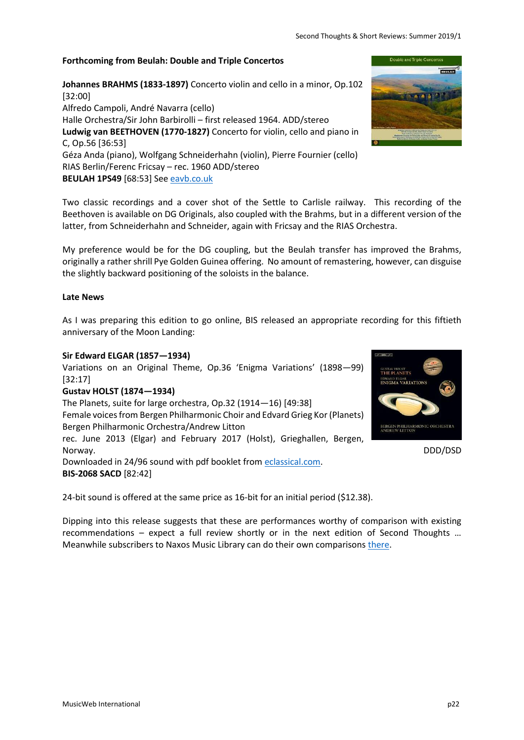**Forthcoming from Beulah: Double and Triple Concertos**

**Johannes BRAHMS (1833-1897)** Concerto violin and cello in a minor, Op.102 [32:00]
Alfredo Campoli, André Navarra (cello)
Halle Orchestra/Sir John Barbirolli – first released 1964. ADD/stereo
**Ludwig van BEETHOVEN (1770-1827)** Concerto for violin, cello and piano in C, Op.56 [36:53]
Géza Anda (piano), Wolfgang Schneiderhahn (violin), Pierre Fournier (cello)
RIAS Berlin/Ferenc Fricsay – rec. 1960 ADD/stereo
**BEULAH 1PS49** [68:53] See eavb.co.uk

Two classic recordings and a cover shot of the Settle to Carlisle railway. This recording of the Beethoven is available on DG Originals, also coupled with the Brahms, but in a different version of the latter, from Schneiderhahn and Schneider, again with Fricsay and the RIAS Orchestra.

My preference would be for the DG coupling, but the Beulah transfer has improved the Brahms, originally a rather shrill Pye Golden Guinea offering. No amount of remastering, however, can disguise the slightly backward positioning of the soloists in the balance.

**Late News**

As I was preparing this edition to go online, BIS released an appropriate recording for this fiftieth anniversary of the Moon Landing:

**Sir Edward ELGAR (1857—1934)**
Variations on an Original Theme, Op.36 'Enigma Variations' (1898—99) [32:17]
**Gustav HOLST (1874—1934)**
The Planets, suite for large orchestra, Op.32 (1914—16) [49:38]
Female voices from Bergen Philharmonic Choir and Edvard Grieg Kor (Planets)
Bergen Philharmonic Orchestra/Andrew Litton
rec. June 2013 (Elgar) and February 2017 (Holst), Grieghallen, Bergen, Norway.
Downloaded in 24/96 sound with pdf booklet from eclassical.com.
**BIS-2068 SACD** [82:42]

DDD/DSD

24-bit sound is offered at the same price as 16-bit for an initial period ($12.38).

Dipping into this release suggests that these are performances worthy of comparison with existing recommendations – expect a full review shortly or in the next edition of Second Thoughts … Meanwhile subscribers to Naxos Music Library can do their own comparisons there.